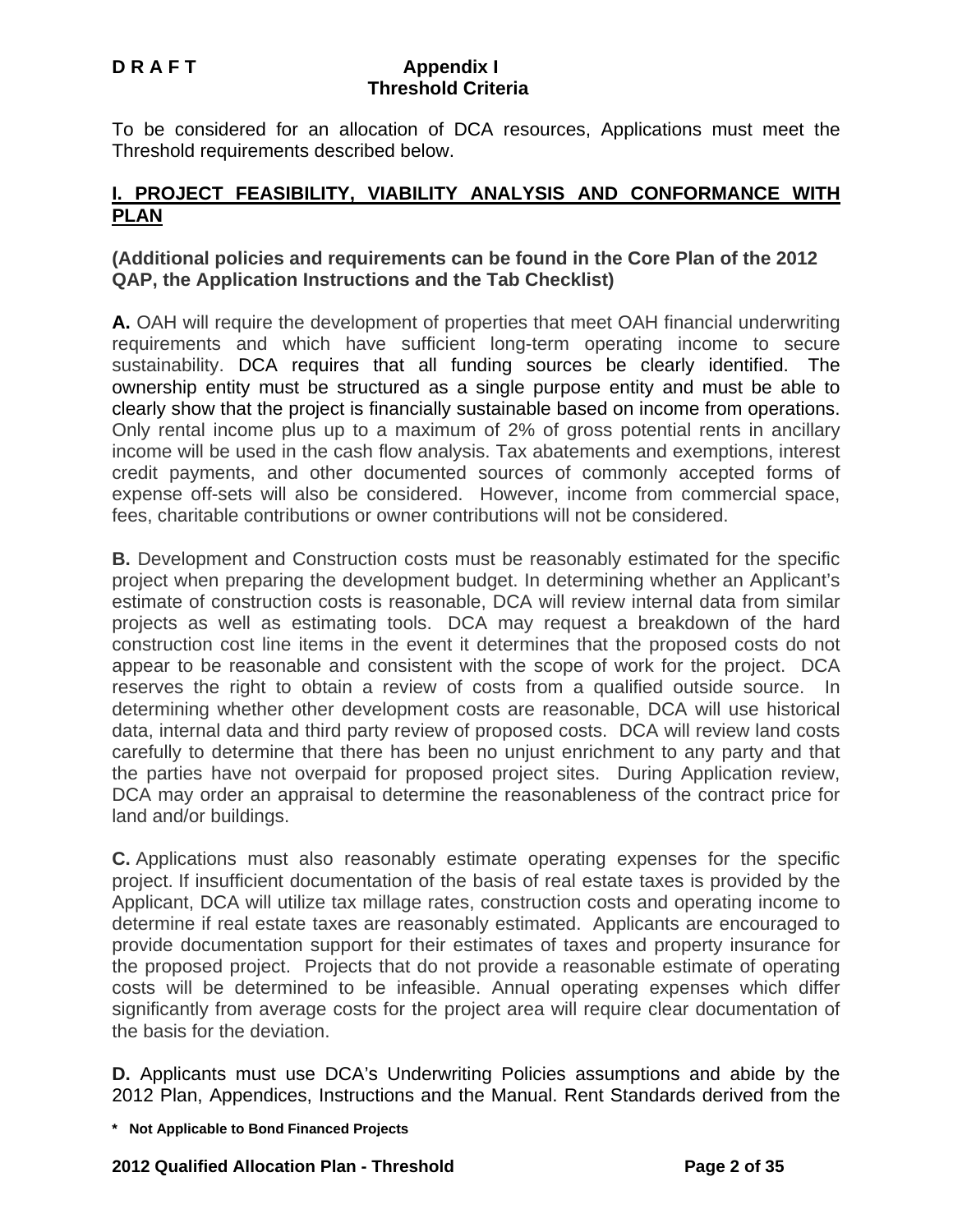**D R A F T**

# Appendix I
# Threshold Criteria

To be considered for an allocation of DCA resources, Applications must meet the Threshold requirements described below.

## I. PROJECT FEASIBILITY, VIABILITY ANALYSIS AND CONFORMANCE WITH PLAN

**(Additional policies and requirements can be found in the Core Plan of the 2012 QAP, the Application Instructions and the Tab Checklist)**

**A.** OAH will require the development of properties that meet OAH financial underwriting requirements and which have sufficient long-term operating income to secure sustainability. DCA requires that all funding sources be clearly identified. The ownership entity must be structured as a single purpose entity and must be able to clearly show that the project is financially sustainable based on income from operations. Only rental income plus up to a maximum of 2% of gross potential rents in ancillary income will be used in the cash flow analysis. Tax abatements and exemptions, interest credit payments, and other documented sources of commonly accepted forms of expense off-sets will also be considered. However, income from commercial space, fees, charitable contributions or owner contributions will not be considered.

**B.** Development and Construction costs must be reasonably estimated for the specific project when preparing the development budget. In determining whether an Applicant's estimate of construction costs is reasonable, DCA will review internal data from similar projects as well as estimating tools. DCA may request a breakdown of the hard construction cost line items in the event it determines that the proposed costs do not appear to be reasonable and consistent with the scope of work for the project. DCA reserves the right to obtain a review of costs from a qualified outside source. In determining whether other development costs are reasonable, DCA will use historical data, internal data and third party review of proposed costs. DCA will review land costs carefully to determine that there has been no unjust enrichment to any party and that the parties have not overpaid for proposed project sites. During Application review, DCA may order an appraisal to determine the reasonableness of the contract price for land and/or buildings.

**C.** Applications must also reasonably estimate operating expenses for the specific project. If insufficient documentation of the basis of real estate taxes is provided by the Applicant, DCA will utilize tax millage rates, construction costs and operating income to determine if real estate taxes are reasonably estimated. Applicants are encouraged to provide documentation support for their estimates of taxes and property insurance for the proposed project. Projects that do not provide a reasonable estimate of operating costs will be determined to be infeasible. Annual operating expenses which differ significantly from average costs for the project area will require clear documentation of the basis for the deviation.

**D.** Applicants must use DCA's Underwriting Policies assumptions and abide by the 2012 Plan, Appendices, Instructions and the Manual. Rent Standards derived from the

**\* Not Applicable to Bond Financed Projects**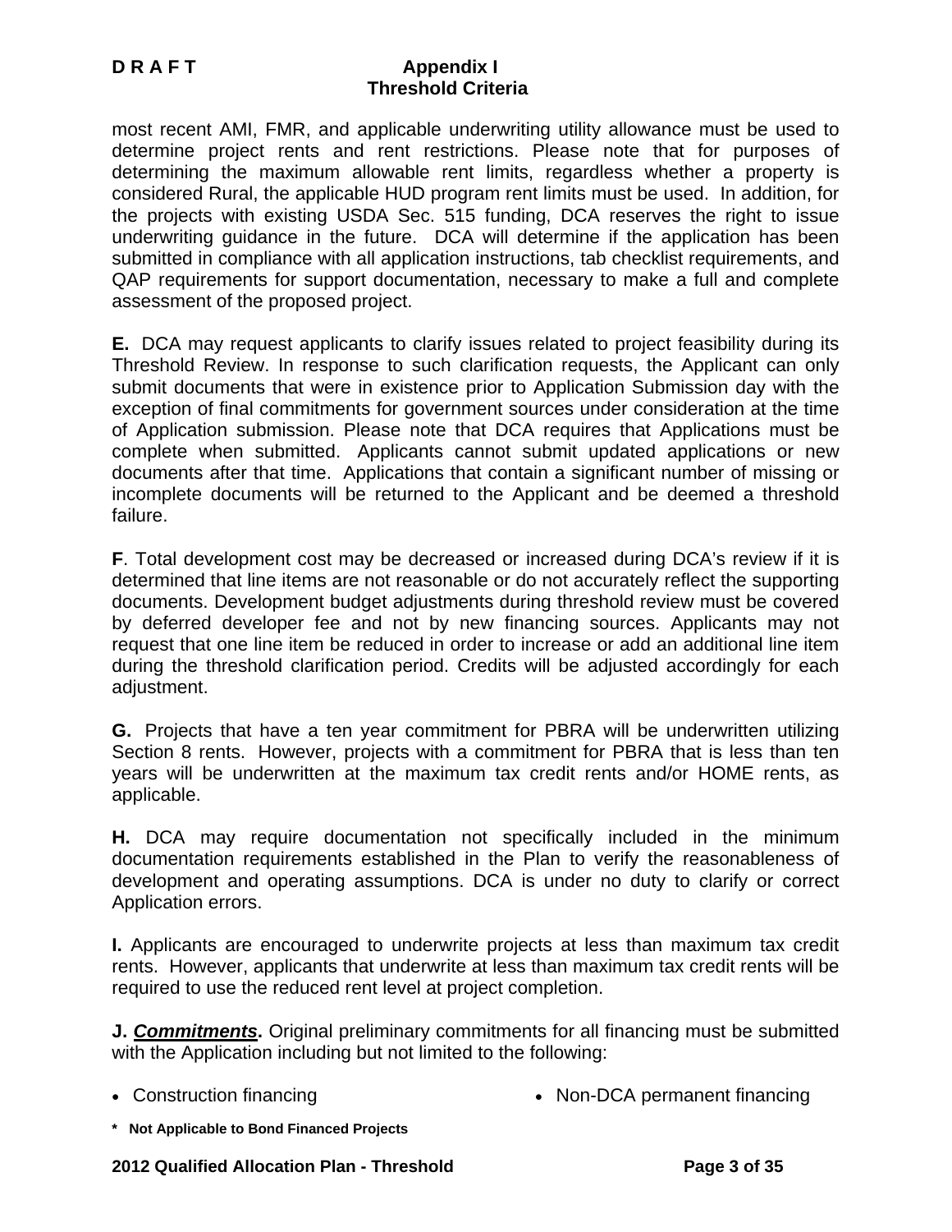most recent AMI, FMR, and applicable underwriting utility allowance must be used to determine project rents and rent restrictions. Please note that for purposes of determining the maximum allowable rent limits, regardless whether a property is considered Rural, the applicable HUD program rent limits must be used. In addition, for the projects with existing USDA Sec. 515 funding, DCA reserves the right to issue underwriting guidance in the future. DCA will determine if the application has been submitted in compliance with all application instructions, tab checklist requirements, and QAP requirements for support documentation, necessary to make a full and complete assessment of the proposed project.

**E.** DCA may request applicants to clarify issues related to project feasibility during its Threshold Review. In response to such clarification requests, the Applicant can only submit documents that were in existence prior to Application Submission day with the exception of final commitments for government sources under consideration at the time of Application submission. Please note that DCA requires that Applications must be complete when submitted. Applicants cannot submit updated applications or new documents after that time. Applications that contain a significant number of missing or incomplete documents will be returned to the Applicant and be deemed a threshold failure.

**F**. Total development cost may be decreased or increased during DCA's review if it is determined that line items are not reasonable or do not accurately reflect the supporting documents. Development budget adjustments during threshold review must be covered by deferred developer fee and not by new financing sources. Applicants may not request that one line item be reduced in order to increase or add an additional line item during the threshold clarification period. Credits will be adjusted accordingly for each adjustment.

**G.** Projects that have a ten year commitment for PBRA will be underwritten utilizing Section 8 rents. However, projects with a commitment for PBRA that is less than ten years will be underwritten at the maximum tax credit rents and/or HOME rents, as applicable.

**H.** DCA may require documentation not specifically included in the minimum documentation requirements established in the Plan to verify the reasonableness of development and operating assumptions. DCA is under no duty to clarify or correct Application errors.

**I.** Applicants are encouraged to underwrite projects at less than maximum tax credit rents. However, applicants that underwrite at less than maximum tax credit rents will be required to use the reduced rent level at project completion.

**J. *Commitments*.** Original preliminary commitments for all financing must be submitted with the Application including but not limited to the following:

- Construction financing
- Non-DCA permanent financing

**\* Not Applicable to Bond Financed Projects**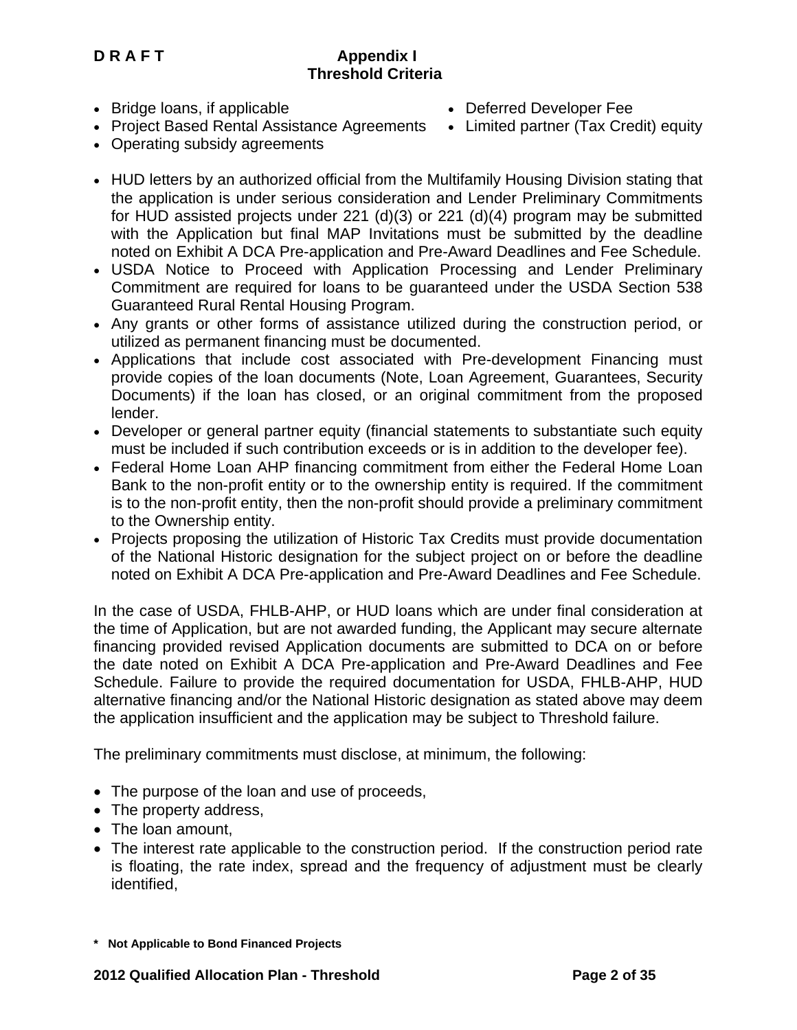- Bridge loans, if applicable
- Project Based Rental Assistance Agreements
- Operating subsidy agreements
- Deferred Developer Fee
- Limited partner (Tax Credit) equity

- HUD letters by an authorized official from the Multifamily Housing Division stating that the application is under serious consideration and Lender Preliminary Commitments for HUD assisted projects under 221 (d)(3) or 221 (d)(4) program may be submitted with the Application but final MAP Invitations must be submitted by the deadline noted on Exhibit A DCA Pre-application and Pre-Award Deadlines and Fee Schedule.
- USDA Notice to Proceed with Application Processing and Lender Preliminary Commitment are required for loans to be guaranteed under the USDA Section 538 Guaranteed Rural Rental Housing Program.
- Any grants or other forms of assistance utilized during the construction period, or utilized as permanent financing must be documented.
- Applications that include cost associated with Pre-development Financing must provide copies of the loan documents (Note, Loan Agreement, Guarantees, Security Documents) if the loan has closed, or an original commitment from the proposed lender.
- Developer or general partner equity (financial statements to substantiate such equity must be included if such contribution exceeds or is in addition to the developer fee).
- Federal Home Loan AHP financing commitment from either the Federal Home Loan Bank to the non-profit entity or to the ownership entity is required. If the commitment is to the non-profit entity, then the non-profit should provide a preliminary commitment to the Ownership entity.
- Projects proposing the utilization of Historic Tax Credits must provide documentation of the National Historic designation for the subject project on or before the deadline noted on Exhibit A DCA Pre-application and Pre-Award Deadlines and Fee Schedule.

In the case of USDA, FHLB-AHP, or HUD loans which are under final consideration at the time of Application, but are not awarded funding, the Applicant may secure alternate financing provided revised Application documents are submitted to DCA on or before the date noted on Exhibit A DCA Pre-application and Pre-Award Deadlines and Fee Schedule. Failure to provide the required documentation for USDA, FHLB-AHP, HUD alternative financing and/or the National Historic designation as stated above may deem the application insufficient and the application may be subject to Threshold failure.

The preliminary commitments must disclose, at minimum, the following:

- The purpose of the loan and use of proceeds,
- The property address,
- The loan amount,
- The interest rate applicable to the construction period. If the construction period rate is floating, the rate index, spread and the frequency of adjustment must be clearly identified,

**\* Not Applicable to Bond Financed Projects**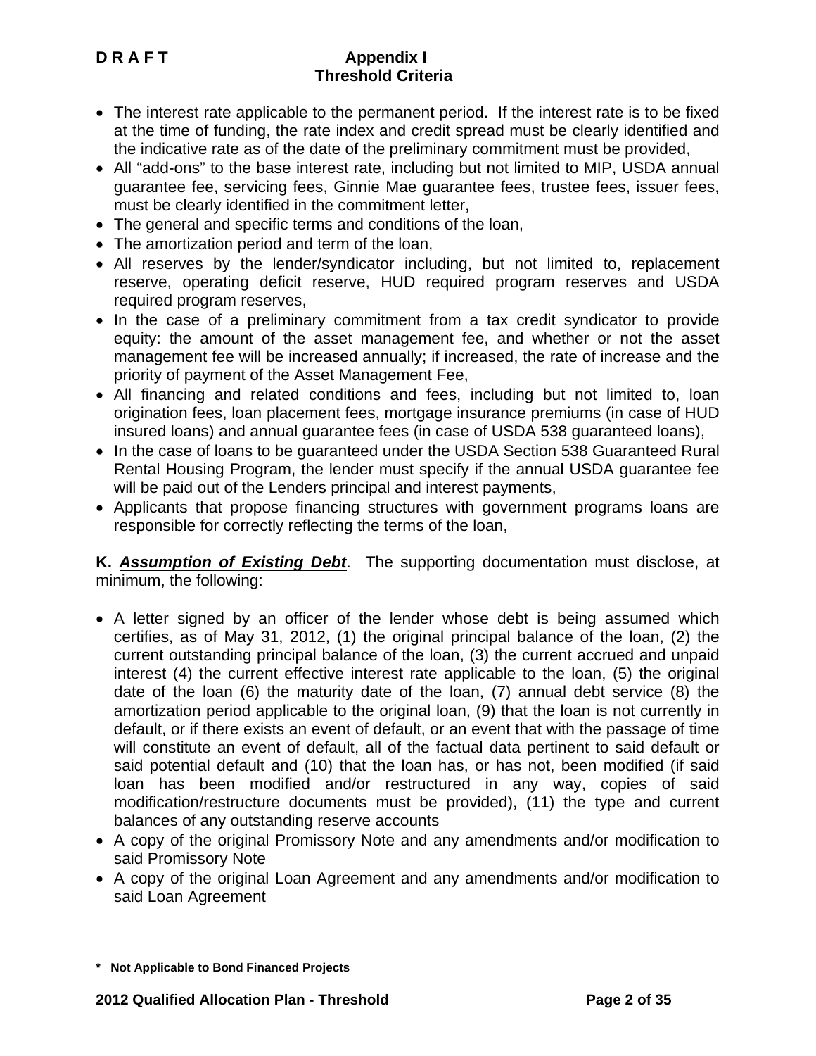- The interest rate applicable to the permanent period. If the interest rate is to be fixed at the time of funding, the rate index and credit spread must be clearly identified and the indicative rate as of the date of the preliminary commitment must be provided,
- All "add-ons" to the base interest rate, including but not limited to MIP, USDA annual guarantee fee, servicing fees, Ginnie Mae guarantee fees, trustee fees, issuer fees, must be clearly identified in the commitment letter,
- The general and specific terms and conditions of the loan,
- The amortization period and term of the loan,
- All reserves by the lender/syndicator including, but not limited to, replacement reserve, operating deficit reserve, HUD required program reserves and USDA required program reserves,
- In the case of a preliminary commitment from a tax credit syndicator to provide equity: the amount of the asset management fee, and whether or not the asset management fee will be increased annually; if increased, the rate of increase and the priority of payment of the Asset Management Fee,
- All financing and related conditions and fees, including but not limited to, loan origination fees, loan placement fees, mortgage insurance premiums (in case of HUD insured loans) and annual guarantee fees (in case of USDA 538 guaranteed loans),
- In the case of loans to be guaranteed under the USDA Section 538 Guaranteed Rural Rental Housing Program, the lender must specify if the annual USDA guarantee fee will be paid out of the Lenders principal and interest payments,
- Applicants that propose financing structures with government programs loans are responsible for correctly reflecting the terms of the loan,

**K. *Assumption of Existing Debt*.** The supporting documentation must disclose, at minimum, the following:

- A letter signed by an officer of the lender whose debt is being assumed which certifies, as of May 31, 2012, (1) the original principal balance of the loan, (2) the current outstanding principal balance of the loan, (3) the current accrued and unpaid interest (4) the current effective interest rate applicable to the loan, (5) the original date of the loan (6) the maturity date of the loan, (7) annual debt service (8) the amortization period applicable to the original loan, (9) that the loan is not currently in default, or if there exists an event of default, or an event that with the passage of time will constitute an event of default, all of the factual data pertinent to said default or said potential default and (10) that the loan has, or has not, been modified (if said loan has been modified and/or restructured in any way, copies of said modification/restructure documents must be provided), (11) the type and current balances of any outstanding reserve accounts
- A copy of the original Promissory Note and any amendments and/or modification to said Promissory Note
- A copy of the original Loan Agreement and any amendments and/or modification to said Loan Agreement

**\* Not Applicable to Bond Financed Projects**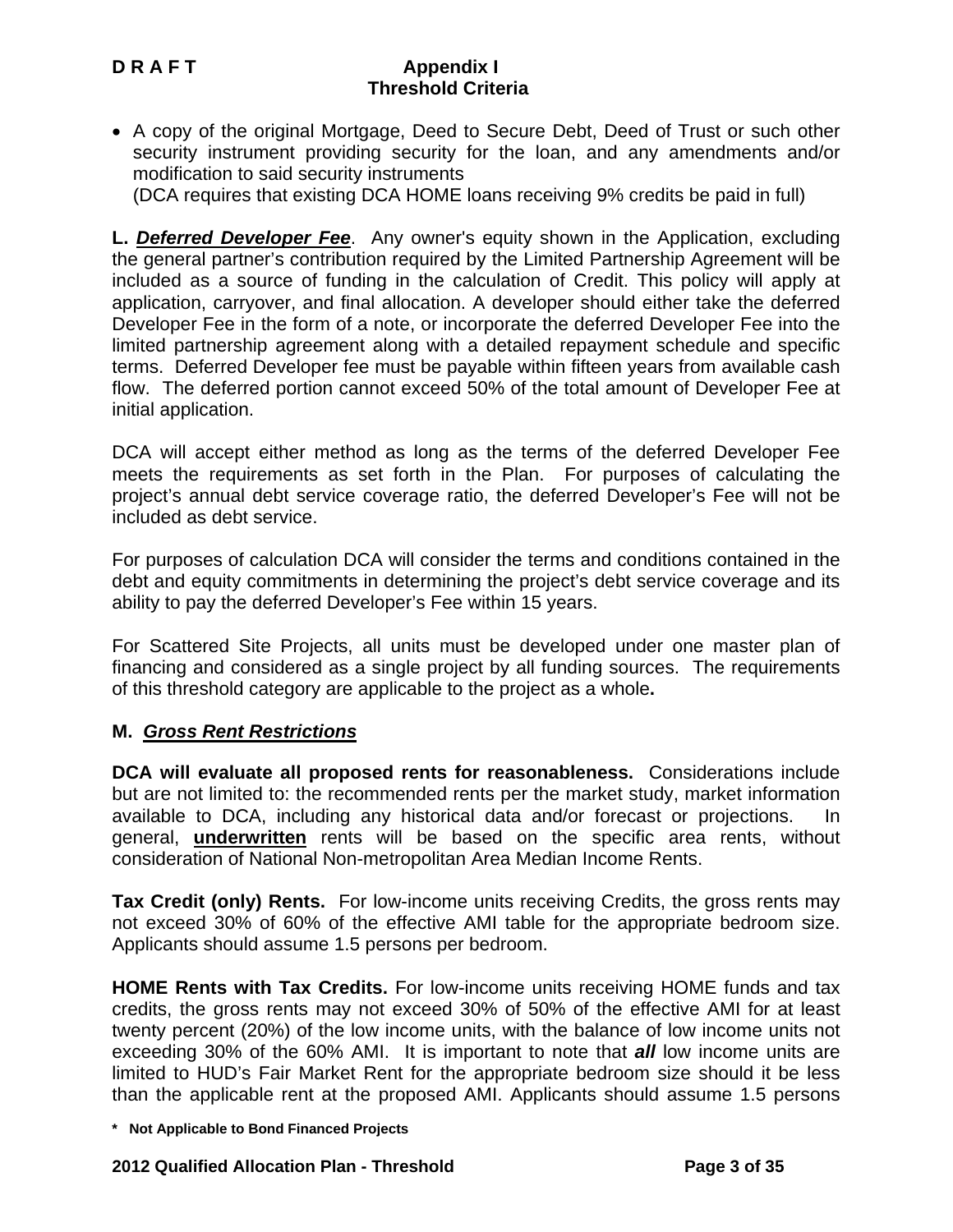- A copy of the original Mortgage, Deed to Secure Debt, Deed of Trust or such other security instrument providing security for the loan, and any amendments and/or modification to said security instruments
  (DCA requires that existing DCA HOME loans receiving 9% credits be paid in full)

**L. *Deferred Developer Fee*.** Any owner's equity shown in the Application, excluding the general partner's contribution required by the Limited Partnership Agreement will be included as a source of funding in the calculation of Credit. This policy will apply at application, carryover, and final allocation. A developer should either take the deferred Developer Fee in the form of a note, or incorporate the deferred Developer Fee into the limited partnership agreement along with a detailed repayment schedule and specific terms. Deferred Developer fee must be payable within fifteen years from available cash flow. The deferred portion cannot exceed 50% of the total amount of Developer Fee at initial application.

DCA will accept either method as long as the terms of the deferred Developer Fee meets the requirements as set forth in the Plan. For purposes of calculating the project's annual debt service coverage ratio, the deferred Developer's Fee will not be included as debt service.

For purposes of calculation DCA will consider the terms and conditions contained in the debt and equity commitments in determining the project's debt service coverage and its ability to pay the deferred Developer's Fee within 15 years.

For Scattered Site Projects, all units must be developed under one master plan of financing and considered as a single project by all funding sources. The requirements of this threshold category are applicable to the project as a whole**.**

**M. *Gross Rent Restrictions***

**DCA will evaluate all proposed rents for reasonableness.** Considerations include but are not limited to: the recommended rents per the market study, market information available to DCA, including any historical data and/or forecast or projections. In general, **underwritten** rents will be based on the specific area rents, without consideration of National Non-metropolitan Area Median Income Rents.

**Tax Credit (only) Rents.** For low-income units receiving Credits, the gross rents may not exceed 30% of 60% of the effective AMI table for the appropriate bedroom size. Applicants should assume 1.5 persons per bedroom.

**HOME Rents with Tax Credits.** For low-income units receiving HOME funds and tax credits, the gross rents may not exceed 30% of 50% of the effective AMI for at least twenty percent (20%) of the low income units, with the balance of low income units not exceeding 30% of the 60% AMI. It is important to note that ***all*** low income units are limited to HUD's Fair Market Rent for the appropriate bedroom size should it be less than the applicable rent at the proposed AMI. Applicants should assume 1.5 persons

**\* Not Applicable to Bond Financed Projects**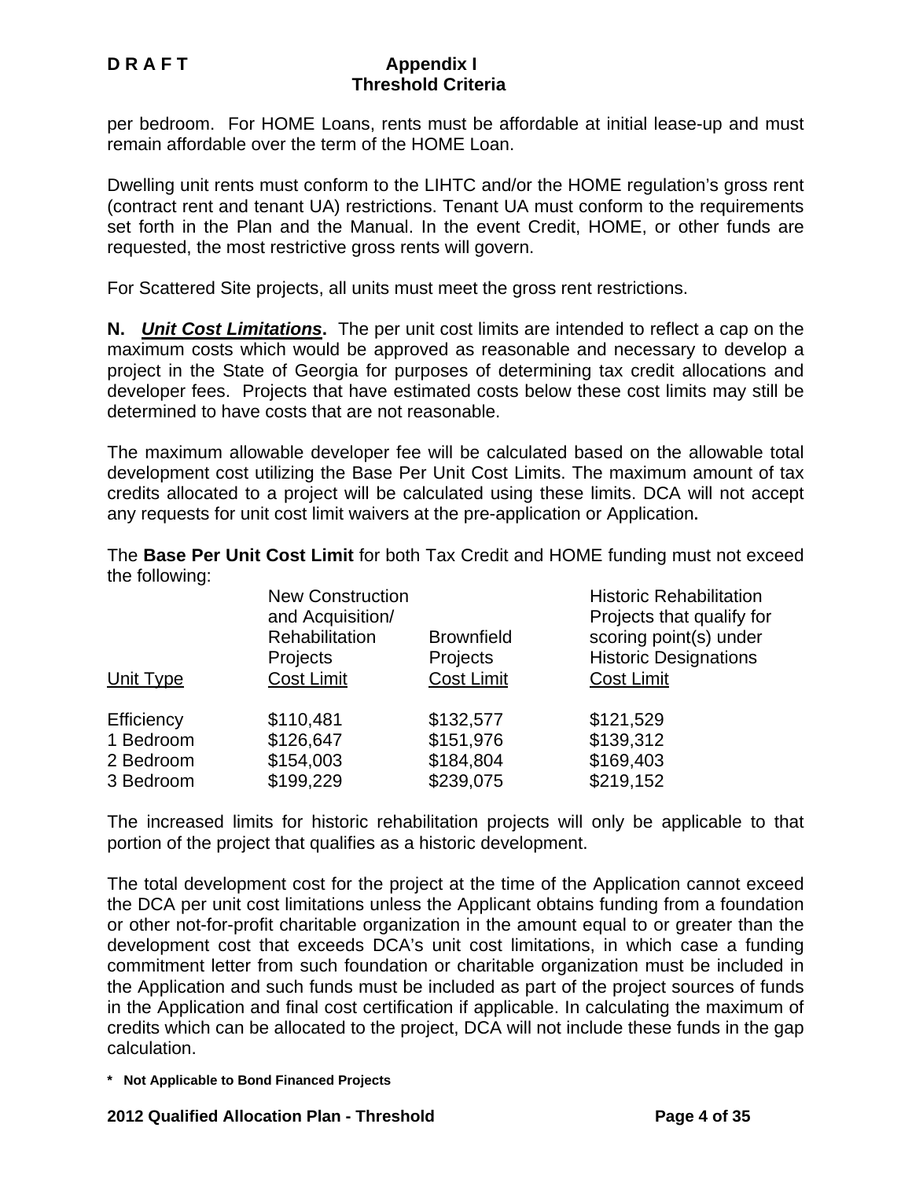per bedroom. For HOME Loans, rents must be affordable at initial lease-up and must remain affordable over the term of the HOME Loan.

Dwelling unit rents must conform to the LIHTC and/or the HOME regulation's gross rent (contract rent and tenant UA) restrictions. Tenant UA must conform to the requirements set forth in the Plan and the Manual. In the event Credit, HOME, or other funds are requested, the most restrictive gross rents will govern.

For Scattered Site projects, all units must meet the gross rent restrictions.

**N. *Unit Cost Limitations*.** The per unit cost limits are intended to reflect a cap on the maximum costs which would be approved as reasonable and necessary to develop a project in the State of Georgia for purposes of determining tax credit allocations and developer fees. Projects that have estimated costs below these cost limits may still be determined to have costs that are not reasonable.

The maximum allowable developer fee will be calculated based on the allowable total development cost utilizing the Base Per Unit Cost Limits. The maximum amount of tax credits allocated to a project will be calculated using these limits. DCA will not accept any requests for unit cost limit waivers at the pre-application or Application**.**

The **Base Per Unit Cost Limit** for both Tax Credit and HOME funding must not exceed the following:

| Unit Type | New Construction and Acquisition/ Rehabilitation Projects Cost Limit | Brownfield Projects Cost Limit | Historic Rehabilitation Projects that qualify for scoring point(s) under Historic Designations Cost Limit |
|---|---|---|---|
| Efficiency | $110,481 | $132,577 | $121,529 |
| 1 Bedroom | $126,647 | $151,976 | $139,312 |
| 2 Bedroom | $154,003 | $184,804 | $169,403 |
| 3 Bedroom | $199,229 | $239,075 | $219,152 |

The increased limits for historic rehabilitation projects will only be applicable to that portion of the project that qualifies as a historic development.

The total development cost for the project at the time of the Application cannot exceed the DCA per unit cost limitations unless the Applicant obtains funding from a foundation or other not-for-profit charitable organization in the amount equal to or greater than the development cost that exceeds DCA's unit cost limitations, in which case a funding commitment letter from such foundation or charitable organization must be included in the Application and such funds must be included as part of the project sources of funds in the Application and final cost certification if applicable. In calculating the maximum of credits which can be allocated to the project, DCA will not include these funds in the gap calculation.

**\* Not Applicable to Bond Financed Projects**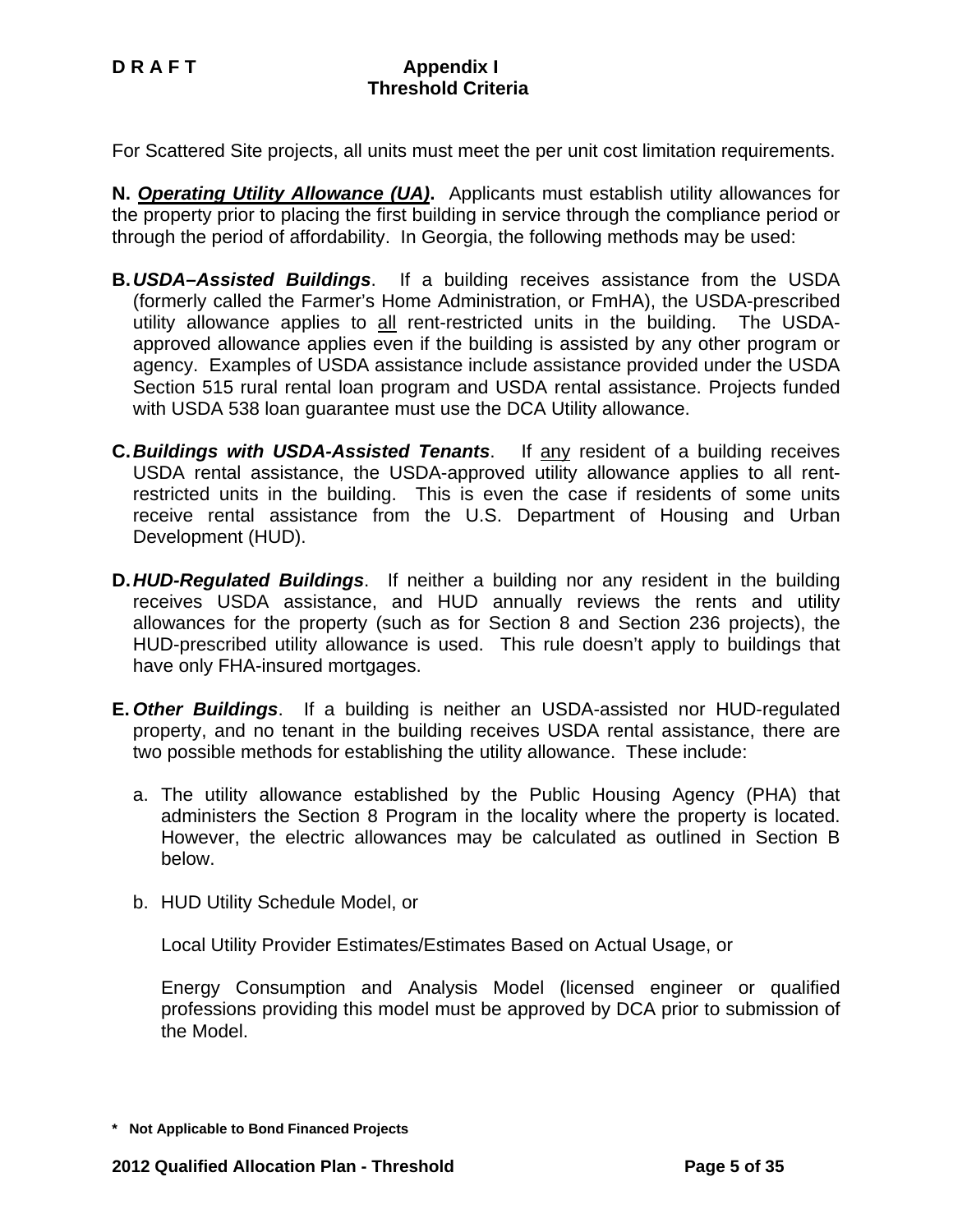For Scattered Site projects, all units must meet the per unit cost limitation requirements.

**N. *__Operating Utility Allowance (UA)__*.** Applicants must establish utility allowances for the property prior to placing the first building in service through the compliance period or through the period of affordability. In Georgia, the following methods may be used:

**B.** ***USDA–Assisted Buildings***. If a building receives assistance from the USDA (formerly called the Farmer's Home Administration, or FmHA), the USDA-prescribed utility allowance applies to <u>all</u> rent-restricted units in the building. The USDA-approved allowance applies even if the building is assisted by any other program or agency. Examples of USDA assistance include assistance provided under the USDA Section 515 rural rental loan program and USDA rental assistance. Projects funded with USDA 538 loan guarantee must use the DCA Utility allowance.

**C.** ***Buildings with USDA-Assisted Tenants***. If <u>any</u> resident of a building receives USDA rental assistance, the USDA-approved utility allowance applies to all rent-restricted units in the building. This is even the case if residents of some units receive rental assistance from the U.S. Department of Housing and Urban Development (HUD).

**D.** ***HUD-Regulated Buildings***. If neither a building nor any resident in the building receives USDA assistance, and HUD annually reviews the rents and utility allowances for the property (such as for Section 8 and Section 236 projects), the HUD-prescribed utility allowance is used. This rule doesn't apply to buildings that have only FHA-insured mortgages.

**E.** ***Other Buildings***. If a building is neither an USDA-assisted nor HUD-regulated property, and no tenant in the building receives USDA rental assistance, there are two possible methods for establishing the utility allowance. These include:

a. The utility allowance established by the Public Housing Agency (PHA) that administers the Section 8 Program in the locality where the property is located. However, the electric allowances may be calculated as outlined in Section B below.

b. HUD Utility Schedule Model, or

   Local Utility Provider Estimates/Estimates Based on Actual Usage, or

   Energy Consumption and Analysis Model (licensed engineer or qualified professions providing this model must be approved by DCA prior to submission of the Model.

**\* Not Applicable to Bond Financed Projects**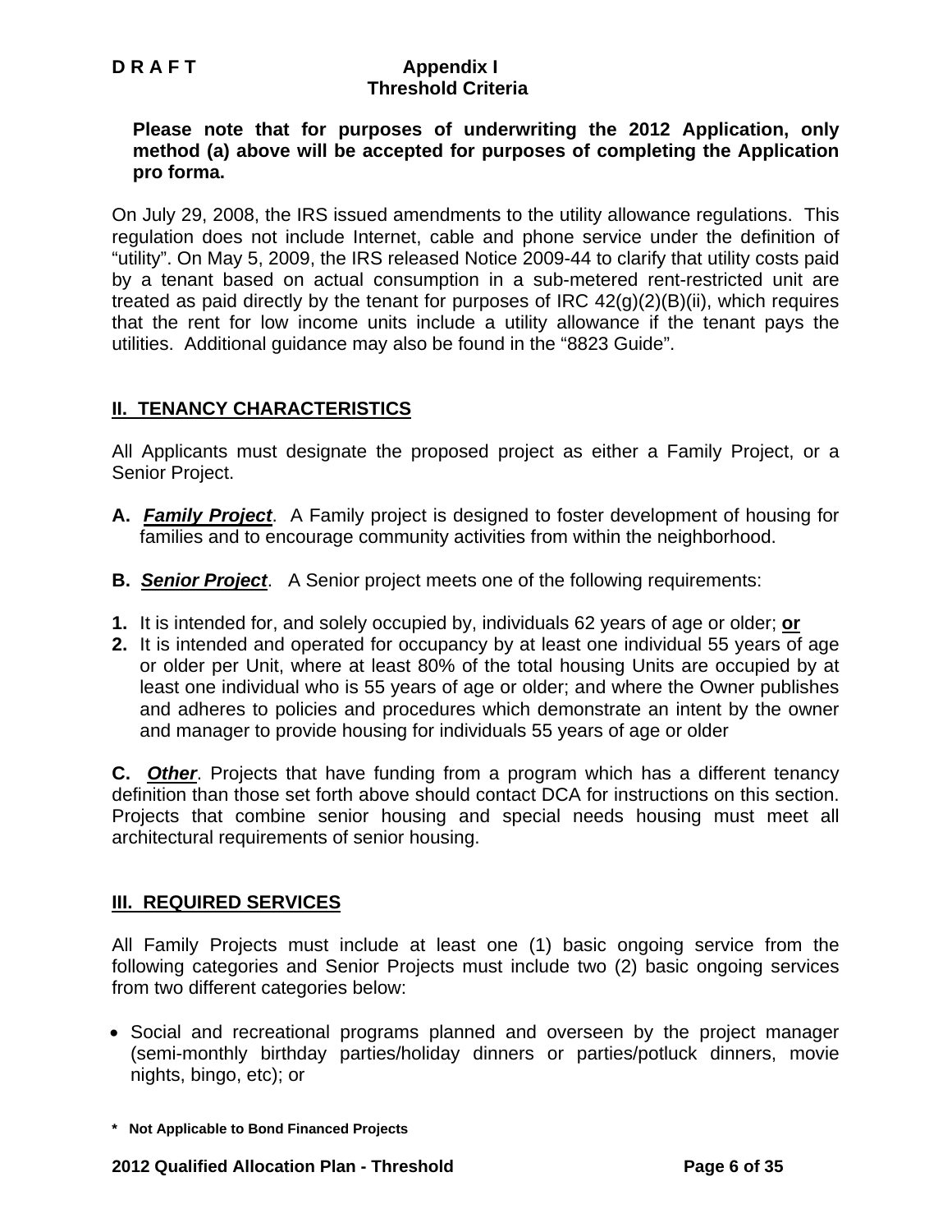**Please note that for purposes of underwriting the 2012 Application, only method (a) above will be accepted for purposes of completing the Application pro forma.**

On July 29, 2008, the IRS issued amendments to the utility allowance regulations. This regulation does not include Internet, cable and phone service under the definition of "utility". On May 5, 2009, the IRS released Notice 2009-44 to clarify that utility costs paid by a tenant based on actual consumption in a sub-metered rent-restricted unit are treated as paid directly by the tenant for purposes of IRC 42(g)(2)(B)(ii), which requires that the rent for low income units include a utility allowance if the tenant pays the utilities. Additional guidance may also be found in the "8823 Guide".

## II. TENANCY CHARACTERISTICS

All Applicants must designate the proposed project as either a Family Project, or a Senior Project.

**A.** ***Family Project***. A Family project is designed to foster development of housing for families and to encourage community activities from within the neighborhood.

**B.** ***Senior Project***. A Senior project meets one of the following requirements:

**1.** It is intended for, and solely occupied by, individuals 62 years of age or older; **or**

**2.** It is intended and operated for occupancy by at least one individual 55 years of age or older per Unit, where at least 80% of the total housing Units are occupied by at least one individual who is 55 years of age or older; and where the Owner publishes and adheres to policies and procedures which demonstrate an intent by the owner and manager to provide housing for individuals 55 years of age or older

**C.** ***Other***. Projects that have funding from a program which has a different tenancy definition than those set forth above should contact DCA for instructions on this section. Projects that combine senior housing and special needs housing must meet all architectural requirements of senior housing.

## III. REQUIRED SERVICES

All Family Projects must include at least one (1) basic ongoing service from the following categories and Senior Projects must include two (2) basic ongoing services from two different categories below:

- Social and recreational programs planned and overseen by the project manager (semi-monthly birthday parties/holiday dinners or parties/potluck dinners, movie nights, bingo, etc); or

**\* Not Applicable to Bond Financed Projects**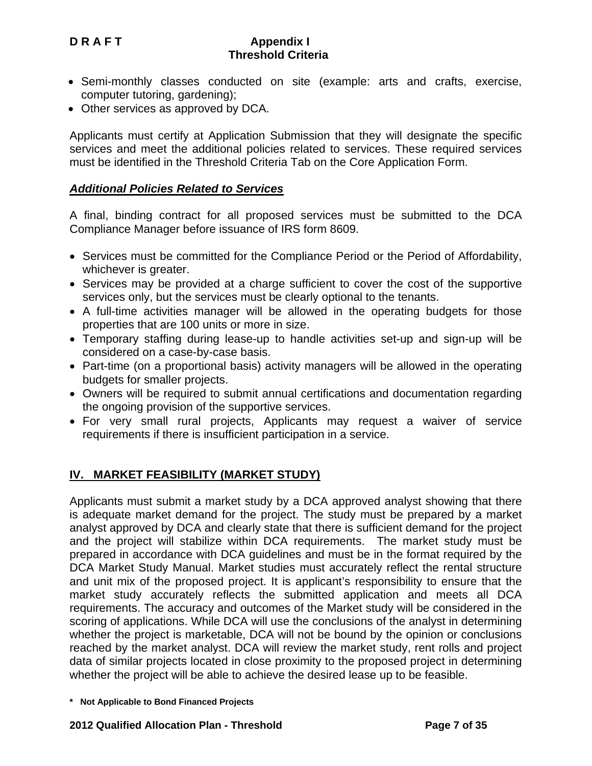- Semi-monthly classes conducted on site (example: arts and crafts, exercise, computer tutoring, gardening);
- Other services as approved by DCA.

Applicants must certify at Application Submission that they will designate the specific services and meet the additional policies related to services. These required services must be identified in the Threshold Criteria Tab on the Core Application Form.

***Additional Policies Related to Services***

A final, binding contract for all proposed services must be submitted to the DCA Compliance Manager before issuance of IRS form 8609.

- Services must be committed for the Compliance Period or the Period of Affordability, whichever is greater.
- Services may be provided at a charge sufficient to cover the cost of the supportive services only, but the services must be clearly optional to the tenants.
- A full-time activities manager will be allowed in the operating budgets for those properties that are 100 units or more in size.
- Temporary staffing during lease-up to handle activities set-up and sign-up will be considered on a case-by-case basis.
- Part-time (on a proportional basis) activity managers will be allowed in the operating budgets for smaller projects.
- Owners will be required to submit annual certifications and documentation regarding the ongoing provision of the supportive services.
- For very small rural projects, Applicants may request a waiver of service requirements if there is insufficient participation in a service.

## IV. MARKET FEASIBILITY (MARKET STUDY)

Applicants must submit a market study by a DCA approved analyst showing that there is adequate market demand for the project. The study must be prepared by a market analyst approved by DCA and clearly state that there is sufficient demand for the project and the project will stabilize within DCA requirements. The market study must be prepared in accordance with DCA guidelines and must be in the format required by the DCA Market Study Manual. Market studies must accurately reflect the rental structure and unit mix of the proposed project. It is applicant's responsibility to ensure that the market study accurately reflects the submitted application and meets all DCA requirements. The accuracy and outcomes of the Market study will be considered in the scoring of applications. While DCA will use the conclusions of the analyst in determining whether the project is marketable, DCA will not be bound by the opinion or conclusions reached by the market analyst. DCA will review the market study, rent rolls and project data of similar projects located in close proximity to the proposed project in determining whether the project will be able to achieve the desired lease up to be feasible.

**\* Not Applicable to Bond Financed Projects**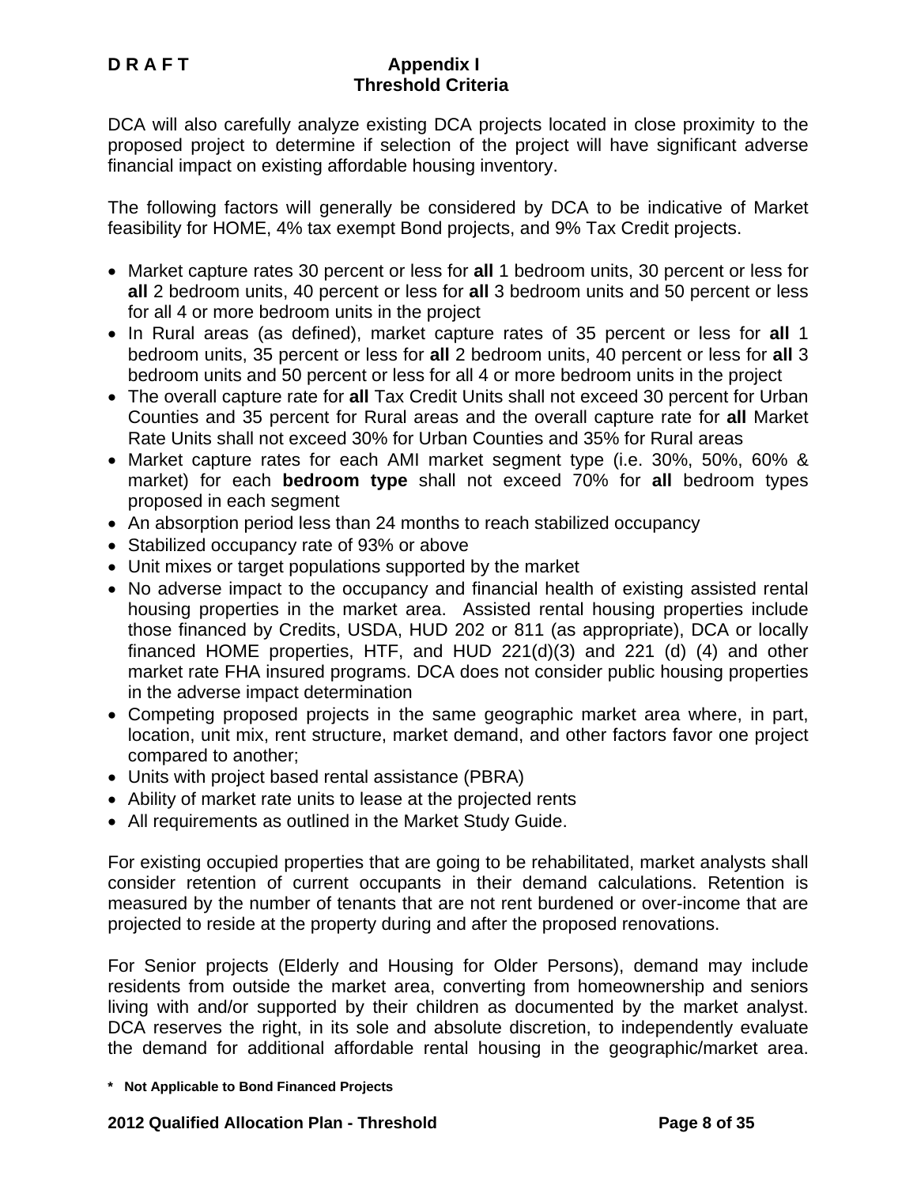DCA will also carefully analyze existing DCA projects located in close proximity to the proposed project to determine if selection of the project will have significant adverse financial impact on existing affordable housing inventory.

The following factors will generally be considered by DCA to be indicative of Market feasibility for HOME, 4% tax exempt Bond projects, and 9% Tax Credit projects.

- Market capture rates 30 percent or less for **all** 1 bedroom units, 30 percent or less for **all** 2 bedroom units, 40 percent or less for **all** 3 bedroom units and 50 percent or less for all 4 or more bedroom units in the project
- In Rural areas (as defined), market capture rates of 35 percent or less for **all** 1 bedroom units, 35 percent or less for **all** 2 bedroom units, 40 percent or less for **all** 3 bedroom units and 50 percent or less for all 4 or more bedroom units in the project
- The overall capture rate for **all** Tax Credit Units shall not exceed 30 percent for Urban Counties and 35 percent for Rural areas and the overall capture rate for **all** Market Rate Units shall not exceed 30% for Urban Counties and 35% for Rural areas
- Market capture rates for each AMI market segment type (i.e. 30%, 50%, 60% & market) for each **bedroom type** shall not exceed 70% for **all** bedroom types proposed in each segment
- An absorption period less than 24 months to reach stabilized occupancy
- Stabilized occupancy rate of 93% or above
- Unit mixes or target populations supported by the market
- No adverse impact to the occupancy and financial health of existing assisted rental housing properties in the market area. Assisted rental housing properties include those financed by Credits, USDA, HUD 202 or 811 (as appropriate), DCA or locally financed HOME properties, HTF, and HUD 221(d)(3) and 221 (d) (4) and other market rate FHA insured programs. DCA does not consider public housing properties in the adverse impact determination
- Competing proposed projects in the same geographic market area where, in part, location, unit mix, rent structure, market demand, and other factors favor one project compared to another;
- Units with project based rental assistance (PBRA)
- Ability of market rate units to lease at the projected rents
- All requirements as outlined in the Market Study Guide.

For existing occupied properties that are going to be rehabilitated, market analysts shall consider retention of current occupants in their demand calculations. Retention is measured by the number of tenants that are not rent burdened or over-income that are projected to reside at the property during and after the proposed renovations.

For Senior projects (Elderly and Housing for Older Persons), demand may include residents from outside the market area, converting from homeownership and seniors living with and/or supported by their children as documented by the market analyst. DCA reserves the right, in its sole and absolute discretion, to independently evaluate the demand for additional affordable rental housing in the geographic/market area.

**\* Not Applicable to Bond Financed Projects**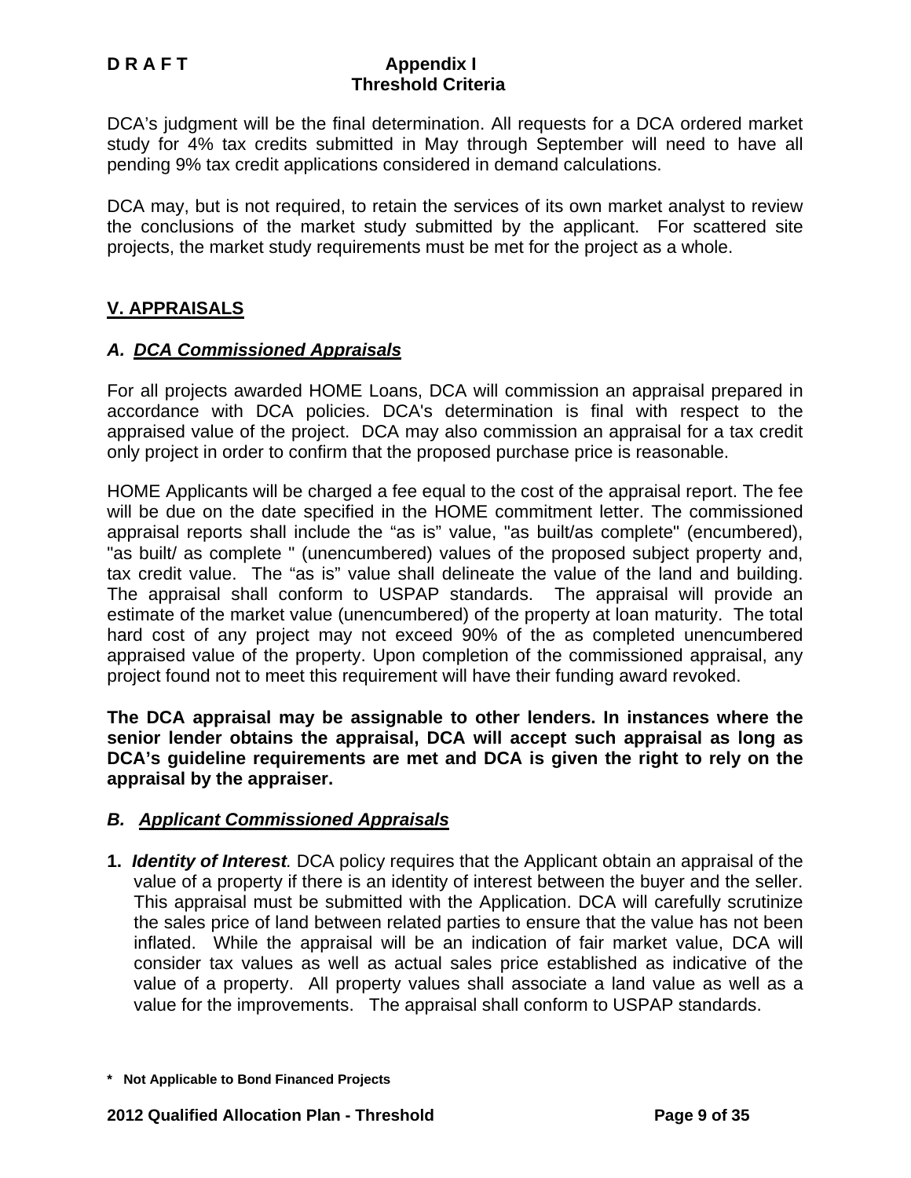DCA's judgment will be the final determination. All requests for a DCA ordered market study for 4% tax credits submitted in May through September will need to have all pending 9% tax credit applications considered in demand calculations.

DCA may, but is not required, to retain the services of its own market analyst to review the conclusions of the market study submitted by the applicant. For scattered site projects, the market study requirements must be met for the project as a whole.

## V. APPRAISALS

### *A. DCA Commissioned Appraisals*

For all projects awarded HOME Loans, DCA will commission an appraisal prepared in accordance with DCA policies. DCA's determination is final with respect to the appraised value of the project. DCA may also commission an appraisal for a tax credit only project in order to confirm that the proposed purchase price is reasonable.

HOME Applicants will be charged a fee equal to the cost of the appraisal report. The fee will be due on the date specified in the HOME commitment letter. The commissioned appraisal reports shall include the "as is" value, "as built/as complete" (encumbered), "as built/ as complete " (unencumbered) values of the proposed subject property and, tax credit value. The "as is" value shall delineate the value of the land and building. The appraisal shall conform to USPAP standards. The appraisal will provide an estimate of the market value (unencumbered) of the property at loan maturity. The total hard cost of any project may not exceed 90% of the as completed unencumbered appraised value of the property. Upon completion of the commissioned appraisal, any project found not to meet this requirement will have their funding award revoked.

**The DCA appraisal may be assignable to other lenders. In instances where the senior lender obtains the appraisal, DCA will accept such appraisal as long as DCA's guideline requirements are met and DCA is given the right to rely on the appraisal by the appraiser.**

### *B. Applicant Commissioned Appraisals*

1. ***Identity of Interest***. DCA policy requires that the Applicant obtain an appraisal of the value of a property if there is an identity of interest between the buyer and the seller. This appraisal must be submitted with the Application. DCA will carefully scrutinize the sales price of land between related parties to ensure that the value has not been inflated. While the appraisal will be an indication of fair market value, DCA will consider tax values as well as actual sales price established as indicative of the value of a property. All property values shall associate a land value as well as a value for the improvements. The appraisal shall conform to USPAP standards.

**\* Not Applicable to Bond Financed Projects**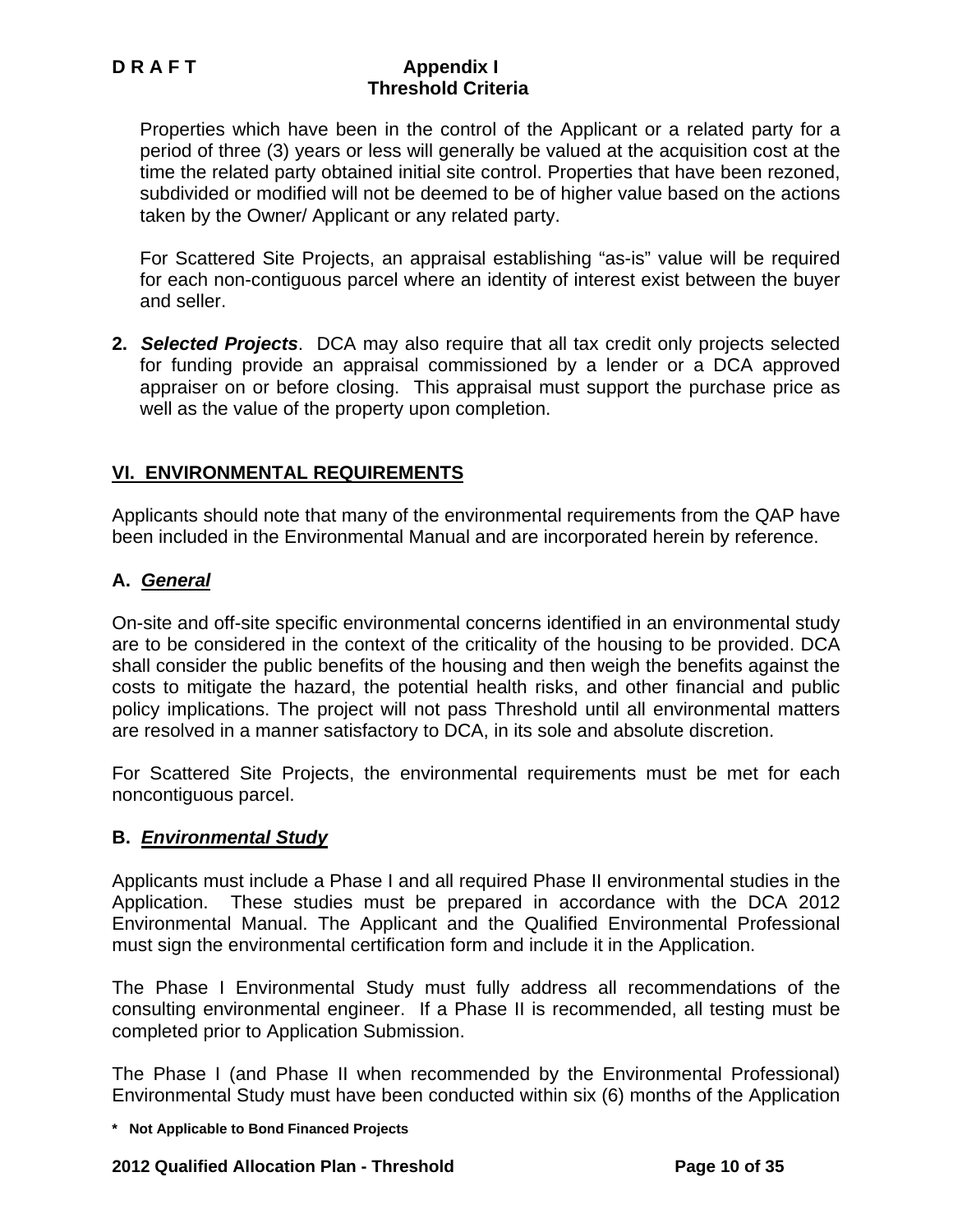Properties which have been in the control of the Applicant or a related party for a period of three (3) years or less will generally be valued at the acquisition cost at the time the related party obtained initial site control. Properties that have been rezoned, subdivided or modified will not be deemed to be of higher value based on the actions taken by the Owner/ Applicant or any related party.

For Scattered Site Projects, an appraisal establishing "as-is" value will be required for each non-contiguous parcel where an identity of interest exist between the buyer and seller.

2. ***Selected Projects***. DCA may also require that all tax credit only projects selected for funding provide an appraisal commissioned by a lender or a DCA approved appraiser on or before closing. This appraisal must support the purchase price as well as the value of the property upon completion.

## VI. ENVIRONMENTAL REQUIREMENTS

Applicants should note that many of the environmental requirements from the QAP have been included in the Environmental Manual and are incorporated herein by reference.

### A. *General*

On-site and off-site specific environmental concerns identified in an environmental study are to be considered in the context of the criticality of the housing to be provided. DCA shall consider the public benefits of the housing and then weigh the benefits against the costs to mitigate the hazard, the potential health risks, and other financial and public policy implications. The project will not pass Threshold until all environmental matters are resolved in a manner satisfactory to DCA, in its sole and absolute discretion.

For Scattered Site Projects, the environmental requirements must be met for each noncontiguous parcel.

### B. *Environmental Study*

Applicants must include a Phase I and all required Phase II environmental studies in the Application. These studies must be prepared in accordance with the DCA 2012 Environmental Manual. The Applicant and the Qualified Environmental Professional must sign the environmental certification form and include it in the Application.

The Phase I Environmental Study must fully address all recommendations of the consulting environmental engineer. If a Phase II is recommended, all testing must be completed prior to Application Submission.

The Phase I (and Phase II when recommended by the Environmental Professional) Environmental Study must have been conducted within six (6) months of the Application

**\* Not Applicable to Bond Financed Projects**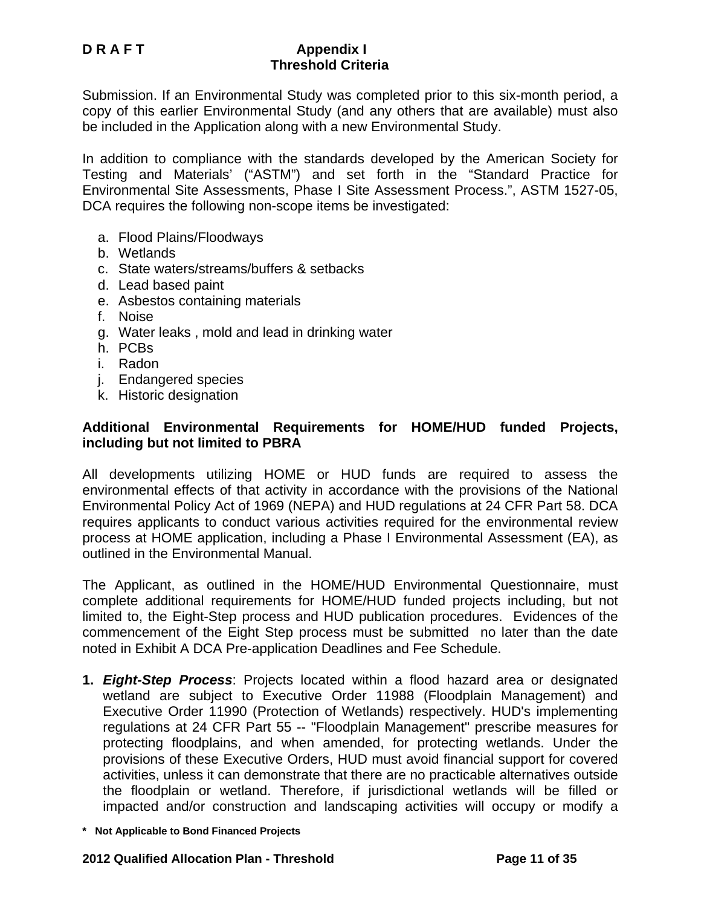Submission. If an Environmental Study was completed prior to this six-month period, a copy of this earlier Environmental Study (and any others that are available) must also be included in the Application along with a new Environmental Study.

In addition to compliance with the standards developed by the American Society for Testing and Materials' ("ASTM") and set forth in the "Standard Practice for Environmental Site Assessments, Phase I Site Assessment Process.", ASTM 1527-05, DCA requires the following non-scope items be investigated:

a. Flood Plains/Floodways
b. Wetlands
c. State waters/streams/buffers & setbacks
d. Lead based paint
e. Asbestos containing materials
f. Noise
g. Water leaks , mold and lead in drinking water
h. PCBs
i. Radon
j. Endangered species
k. Historic designation

**Additional Environmental Requirements for HOME/HUD funded Projects, including but not limited to PBRA**

All developments utilizing HOME or HUD funds are required to assess the environmental effects of that activity in accordance with the provisions of the National Environmental Policy Act of 1969 (NEPA) and HUD regulations at 24 CFR Part 58. DCA requires applicants to conduct various activities required for the environmental review process at HOME application, including a Phase I Environmental Assessment (EA), as outlined in the Environmental Manual.

The Applicant, as outlined in the HOME/HUD Environmental Questionnaire, must complete additional requirements for HOME/HUD funded projects including, but not limited to, the Eight-Step process and HUD publication procedures. Evidences of the commencement of the Eight Step process must be submitted no later than the date noted in Exhibit A DCA Pre-application Deadlines and Fee Schedule.

1. ***Eight-Step Process***: Projects located within a flood hazard area or designated wetland are subject to Executive Order 11988 (Floodplain Management) and Executive Order 11990 (Protection of Wetlands) respectively. HUD's implementing regulations at 24 CFR Part 55 -- "Floodplain Management" prescribe measures for protecting floodplains, and when amended, for protecting wetlands. Under the provisions of these Executive Orders, HUD must avoid financial support for covered activities, unless it can demonstrate that there are no practicable alternatives outside the floodplain or wetland. Therefore, if jurisdictional wetlands will be filled or impacted and/or construction and landscaping activities will occupy or modify a

**\* Not Applicable to Bond Financed Projects**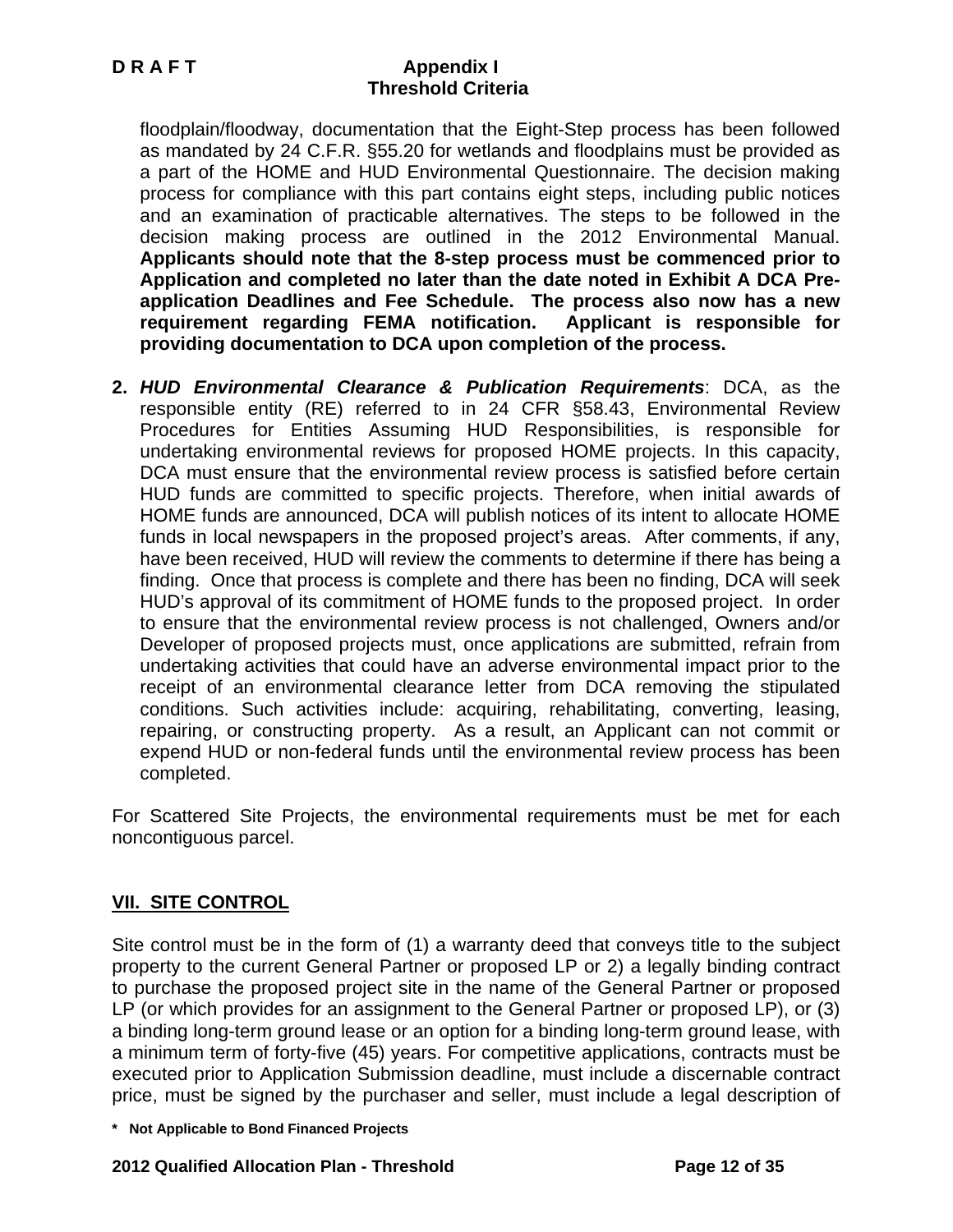floodplain/floodway, documentation that the Eight-Step process has been followed as mandated by 24 C.F.R. §55.20 for wetlands and floodplains must be provided as a part of the HOME and HUD Environmental Questionnaire. The decision making process for compliance with this part contains eight steps, including public notices and an examination of practicable alternatives. The steps to be followed in the decision making process are outlined in the 2012 Environmental Manual. **Applicants should note that the 8-step process must be commenced prior to Application and completed no later than the date noted in Exhibit A DCA Pre-application Deadlines and Fee Schedule. The process also now has a new requirement regarding FEMA notification. Applicant is responsible for providing documentation to DCA upon completion of the process.**

2. ***HUD Environmental Clearance & Publication Requirements***: DCA, as the responsible entity (RE) referred to in 24 CFR §58.43, Environmental Review Procedures for Entities Assuming HUD Responsibilities, is responsible for undertaking environmental reviews for proposed HOME projects. In this capacity, DCA must ensure that the environmental review process is satisfied before certain HUD funds are committed to specific projects. Therefore, when initial awards of HOME funds are announced, DCA will publish notices of its intent to allocate HOME funds in local newspapers in the proposed project's areas. After comments, if any, have been received, HUD will review the comments to determine if there has being a finding. Once that process is complete and there has been no finding, DCA will seek HUD's approval of its commitment of HOME funds to the proposed project. In order to ensure that the environmental review process is not challenged, Owners and/or Developer of proposed projects must, once applications are submitted, refrain from undertaking activities that could have an adverse environmental impact prior to the receipt of an environmental clearance letter from DCA removing the stipulated conditions. Such activities include: acquiring, rehabilitating, converting, leasing, repairing, or constructing property. As a result, an Applicant can not commit or expend HUD or non-federal funds until the environmental review process has been completed.

For Scattered Site Projects, the environmental requirements must be met for each noncontiguous parcel.

## VII. SITE CONTROL

Site control must be in the form of (1) a warranty deed that conveys title to the subject property to the current General Partner or proposed LP or 2) a legally binding contract to purchase the proposed project site in the name of the General Partner or proposed LP (or which provides for an assignment to the General Partner or proposed LP), or (3) a binding long-term ground lease or an option for a binding long-term ground lease, with a minimum term of forty-five (45) years. For competitive applications, contracts must be executed prior to Application Submission deadline, must include a discernable contract price, must be signed by the purchaser and seller, must include a legal description of

**\* Not Applicable to Bond Financed Projects**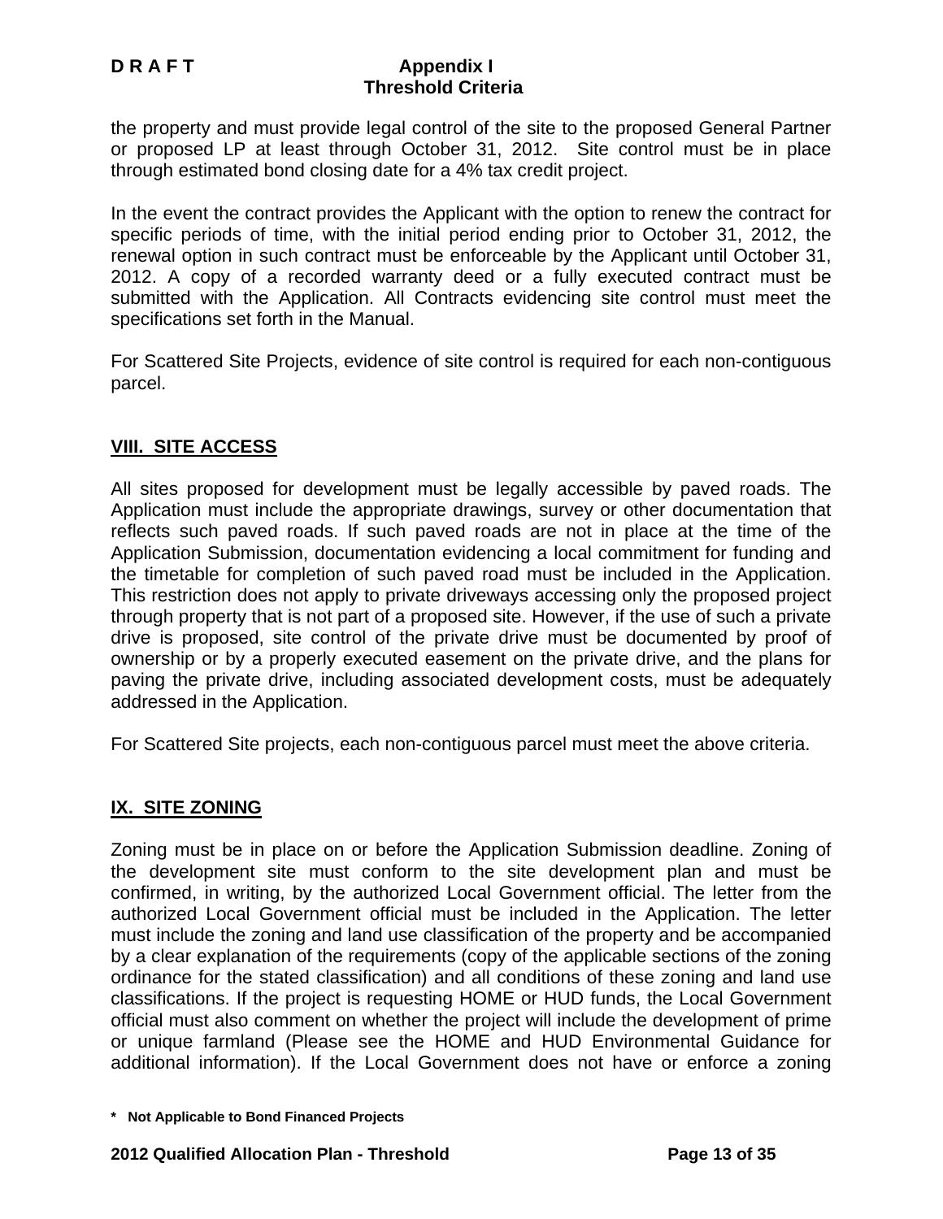the property and must provide legal control of the site to the proposed General Partner or proposed LP at least through October 31, 2012. Site control must be in place through estimated bond closing date for a 4% tax credit project.

In the event the contract provides the Applicant with the option to renew the contract for specific periods of time, with the initial period ending prior to October 31, 2012, the renewal option in such contract must be enforceable by the Applicant until October 31, 2012. A copy of a recorded warranty deed or a fully executed contract must be submitted with the Application. All Contracts evidencing site control must meet the specifications set forth in the Manual.

For Scattered Site Projects, evidence of site control is required for each non-contiguous parcel.

## VIII. SITE ACCESS

All sites proposed for development must be legally accessible by paved roads. The Application must include the appropriate drawings, survey or other documentation that reflects such paved roads. If such paved roads are not in place at the time of the Application Submission, documentation evidencing a local commitment for funding and the timetable for completion of such paved road must be included in the Application. This restriction does not apply to private driveways accessing only the proposed project through property that is not part of a proposed site. However, if the use of such a private drive is proposed, site control of the private drive must be documented by proof of ownership or by a properly executed easement on the private drive, and the plans for paving the private drive, including associated development costs, must be adequately addressed in the Application.

For Scattered Site projects, each non-contiguous parcel must meet the above criteria.

## IX. SITE ZONING

Zoning must be in place on or before the Application Submission deadline. Zoning of the development site must conform to the site development plan and must be confirmed, in writing, by the authorized Local Government official. The letter from the authorized Local Government official must be included in the Application. The letter must include the zoning and land use classification of the property and be accompanied by a clear explanation of the requirements (copy of the applicable sections of the zoning ordinance for the stated classification) and all conditions of these zoning and land use classifications. If the project is requesting HOME or HUD funds, the Local Government official must also comment on whether the project will include the development of prime or unique farmland (Please see the HOME and HUD Environmental Guidance for additional information). If the Local Government does not have or enforce a zoning

**\* Not Applicable to Bond Financed Projects**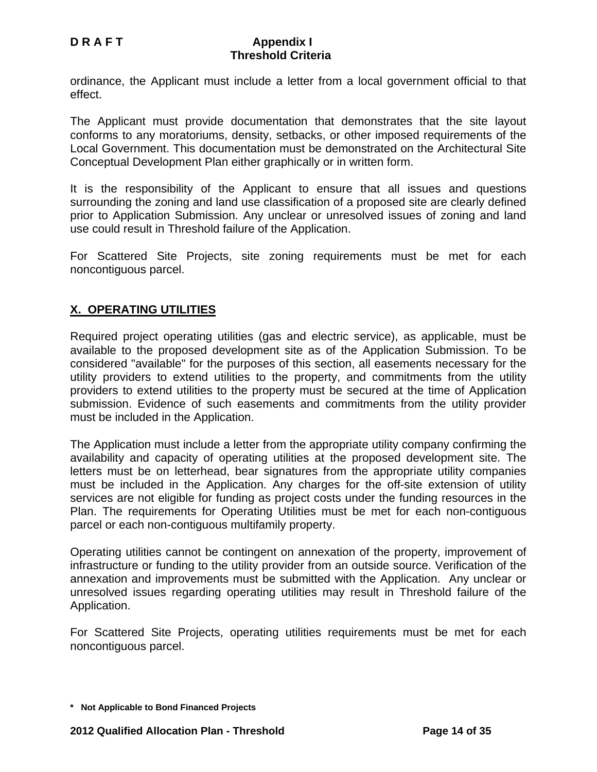ordinance, the Applicant must include a letter from a local government official to that effect.

The Applicant must provide documentation that demonstrates that the site layout conforms to any moratoriums, density, setbacks, or other imposed requirements of the Local Government. This documentation must be demonstrated on the Architectural Site Conceptual Development Plan either graphically or in written form.

It is the responsibility of the Applicant to ensure that all issues and questions surrounding the zoning and land use classification of a proposed site are clearly defined prior to Application Submission. Any unclear or unresolved issues of zoning and land use could result in Threshold failure of the Application.

For Scattered Site Projects, site zoning requirements must be met for each noncontiguous parcel.

## X. OPERATING UTILITIES

Required project operating utilities (gas and electric service), as applicable, must be available to the proposed development site as of the Application Submission. To be considered "available" for the purposes of this section, all easements necessary for the utility providers to extend utilities to the property, and commitments from the utility providers to extend utilities to the property must be secured at the time of Application submission. Evidence of such easements and commitments from the utility provider must be included in the Application.

The Application must include a letter from the appropriate utility company confirming the availability and capacity of operating utilities at the proposed development site. The letters must be on letterhead, bear signatures from the appropriate utility companies must be included in the Application. Any charges for the off-site extension of utility services are not eligible for funding as project costs under the funding resources in the Plan. The requirements for Operating Utilities must be met for each non-contiguous parcel or each non-contiguous multifamily property.

Operating utilities cannot be contingent on annexation of the property, improvement of infrastructure or funding to the utility provider from an outside source. Verification of the annexation and improvements must be submitted with the Application. Any unclear or unresolved issues regarding operating utilities may result in Threshold failure of the Application.

For Scattered Site Projects, operating utilities requirements must be met for each noncontiguous parcel.

**\* Not Applicable to Bond Financed Projects**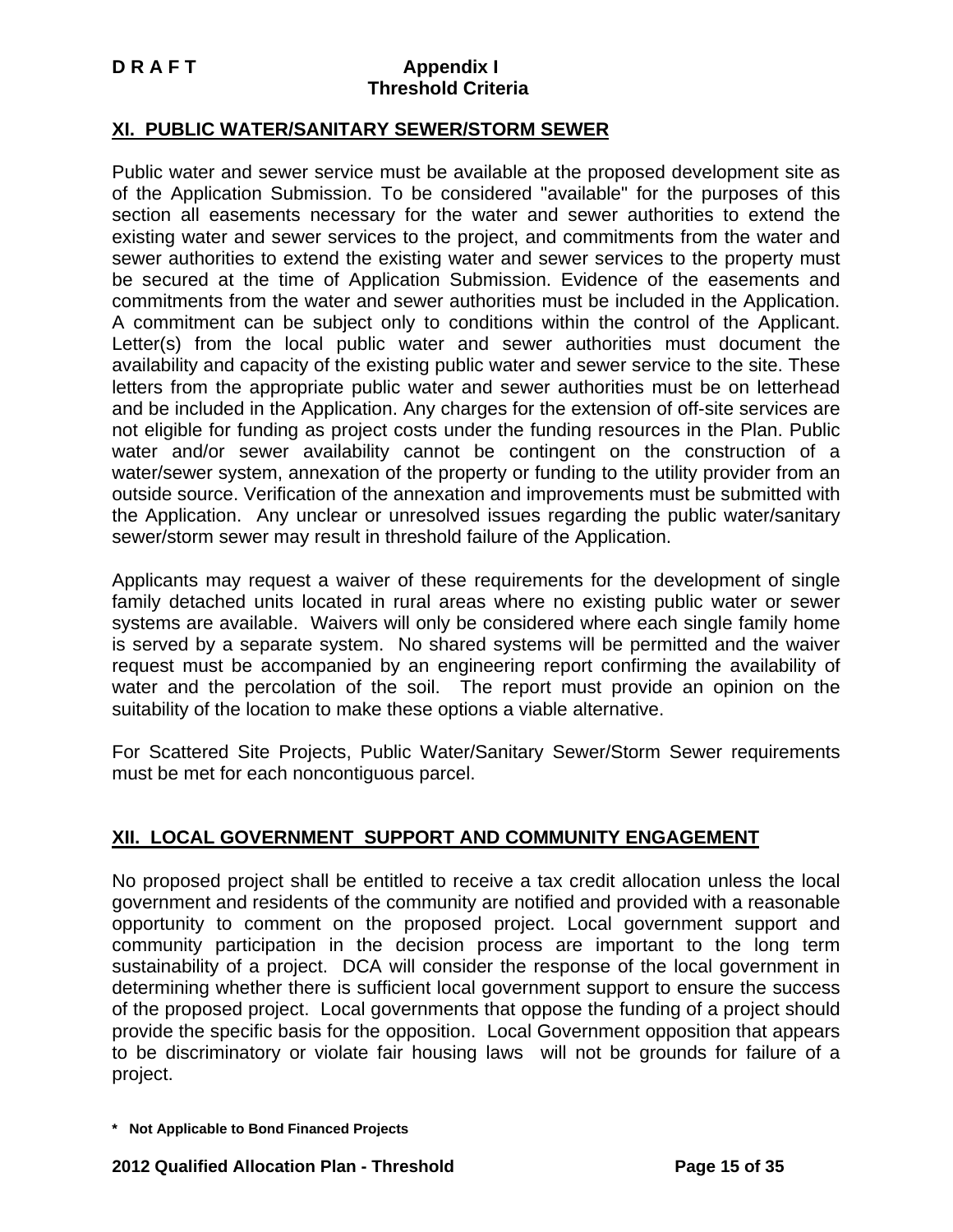## XI. PUBLIC WATER/SANITARY SEWER/STORM SEWER

Public water and sewer service must be available at the proposed development site as of the Application Submission. To be considered "available" for the purposes of this section all easements necessary for the water and sewer authorities to extend the existing water and sewer services to the project, and commitments from the water and sewer authorities to extend the existing water and sewer services to the property must be secured at the time of Application Submission. Evidence of the easements and commitments from the water and sewer authorities must be included in the Application. A commitment can be subject only to conditions within the control of the Applicant. Letter(s) from the local public water and sewer authorities must document the availability and capacity of the existing public water and sewer service to the site. These letters from the appropriate public water and sewer authorities must be on letterhead and be included in the Application. Any charges for the extension of off-site services are not eligible for funding as project costs under the funding resources in the Plan. Public water and/or sewer availability cannot be contingent on the construction of a water/sewer system, annexation of the property or funding to the utility provider from an outside source. Verification of the annexation and improvements must be submitted with the Application. Any unclear or unresolved issues regarding the public water/sanitary sewer/storm sewer may result in threshold failure of the Application.

Applicants may request a waiver of these requirements for the development of single family detached units located in rural areas where no existing public water or sewer systems are available. Waivers will only be considered where each single family home is served by a separate system. No shared systems will be permitted and the waiver request must be accompanied by an engineering report confirming the availability of water and the percolation of the soil. The report must provide an opinion on the suitability of the location to make these options a viable alternative.

For Scattered Site Projects, Public Water/Sanitary Sewer/Storm Sewer requirements must be met for each noncontiguous parcel.

## XII. LOCAL GOVERNMENT SUPPORT AND COMMUNITY ENGAGEMENT

No proposed project shall be entitled to receive a tax credit allocation unless the local government and residents of the community are notified and provided with a reasonable opportunity to comment on the proposed project. Local government support and community participation in the decision process are important to the long term sustainability of a project. DCA will consider the response of the local government in determining whether there is sufficient local government support to ensure the success of the proposed project. Local governments that oppose the funding of a project should provide the specific basis for the opposition. Local Government opposition that appears to be discriminatory or violate fair housing laws will not be grounds for failure of a project.

**\* Not Applicable to Bond Financed Projects**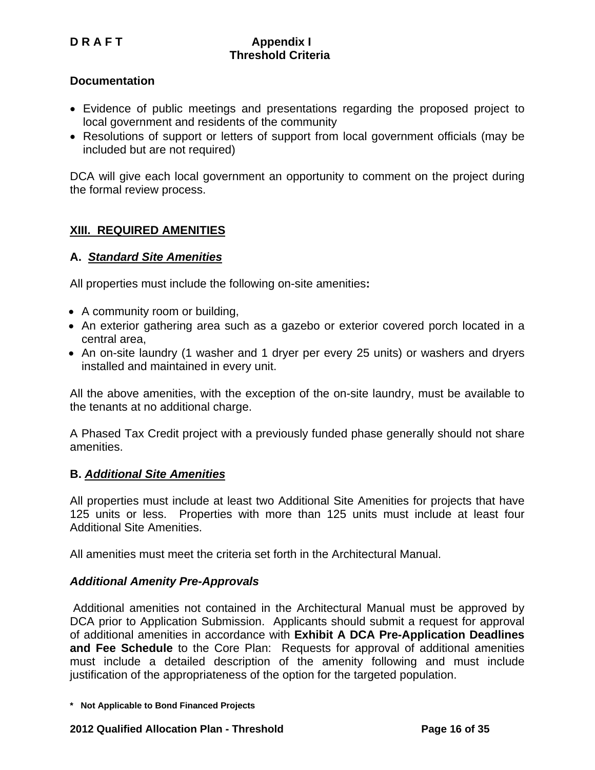**Documentation**

- Evidence of public meetings and presentations regarding the proposed project to local government and residents of the community
- Resolutions of support or letters of support from local government officials (may be included but are not required)

DCA will give each local government an opportunity to comment on the project during the formal review process.

## XIII. REQUIRED AMENITIES

### A. *Standard Site Amenities*

All properties must include the following on-site amenities**:**

- A community room or building,
- An exterior gathering area such as a gazebo or exterior covered porch located in a central area,
- An on-site laundry (1 washer and 1 dryer per every 25 units) or washers and dryers installed and maintained in every unit.

All the above amenities, with the exception of the on-site laundry, must be available to the tenants at no additional charge.

A Phased Tax Credit project with a previously funded phase generally should not share amenities.

### B. *Additional Site Amenities*

All properties must include at least two Additional Site Amenities for projects that have 125 units or less. Properties with more than 125 units must include at least four Additional Site Amenities.

All amenities must meet the criteria set forth in the Architectural Manual.

***Additional Amenity Pre-Approvals***

Additional amenities not contained in the Architectural Manual must be approved by DCA prior to Application Submission. Applicants should submit a request for approval of additional amenities in accordance with **Exhibit A DCA Pre-Application Deadlines and Fee Schedule** to the Core Plan: Requests for approval of additional amenities must include a detailed description of the amenity following and must include justification of the appropriateness of the option for the targeted population.

**\* Not Applicable to Bond Financed Projects**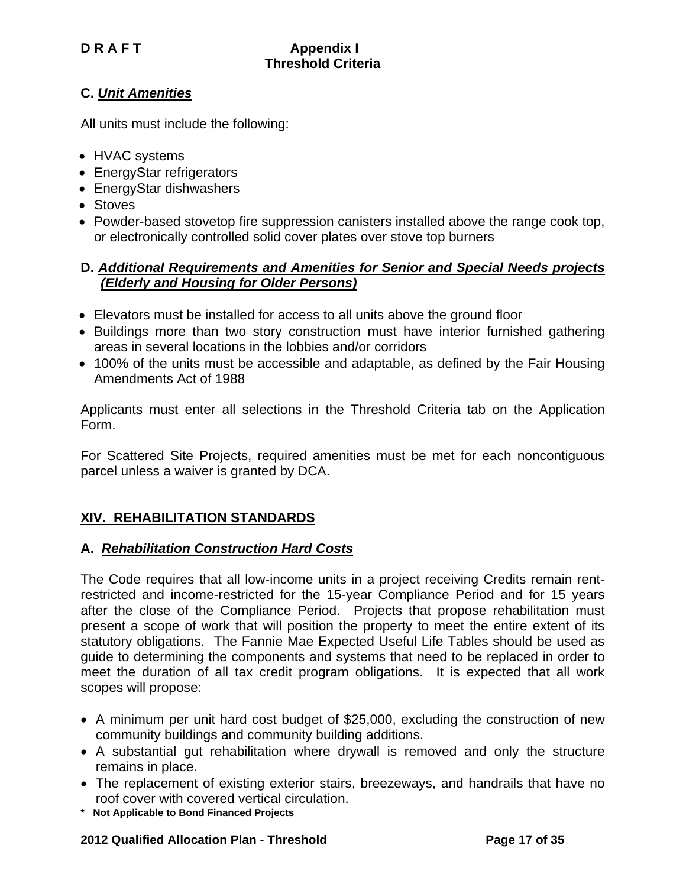**C. *Unit Amenities***

All units must include the following:

- HVAC systems
- EnergyStar refrigerators
- EnergyStar dishwashers
- Stoves
- Powder-based stovetop fire suppression canisters installed above the range cook top, or electronically controlled solid cover plates over stove top burners

**D. *Additional Requirements and Amenities for Senior and Special Needs projects (Elderly and Housing for Older Persons)***

- Elevators must be installed for access to all units above the ground floor
- Buildings more than two story construction must have interior furnished gathering areas in several locations in the lobbies and/or corridors
- 100% of the units must be accessible and adaptable, as defined by the Fair Housing Amendments Act of 1988

Applicants must enter all selections in the Threshold Criteria tab on the Application Form.

For Scattered Site Projects, required amenities must be met for each noncontiguous parcel unless a waiver is granted by DCA.

## XIV. REHABILITATION STANDARDS

**A. *Rehabilitation Construction Hard Costs***

The Code requires that all low-income units in a project receiving Credits remain rent-restricted and income-restricted for the 15-year Compliance Period and for 15 years after the close of the Compliance Period. Projects that propose rehabilitation must present a scope of work that will position the property to meet the entire extent of its statutory obligations. The Fannie Mae Expected Useful Life Tables should be used as guide to determining the components and systems that need to be replaced in order to meet the duration of all tax credit program obligations. It is expected that all work scopes will propose:

- A minimum per unit hard cost budget of $25,000, excluding the construction of new community buildings and community building additions.
- A substantial gut rehabilitation where drywall is removed and only the structure remains in place.
- The replacement of existing exterior stairs, breezeways, and handrails that have no roof cover with covered vertical circulation.

**\* Not Applicable to Bond Financed Projects**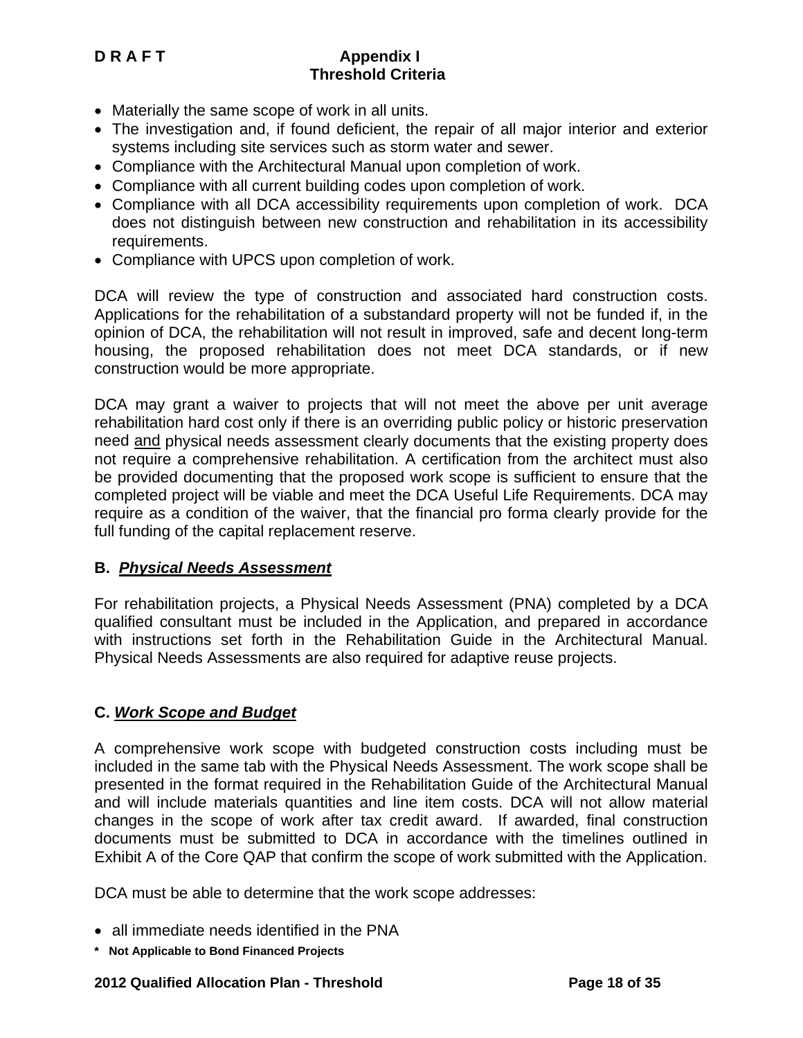- Materially the same scope of work in all units.
- The investigation and, if found deficient, the repair of all major interior and exterior systems including site services such as storm water and sewer.
- Compliance with the Architectural Manual upon completion of work.
- Compliance with all current building codes upon completion of work.
- Compliance with all DCA accessibility requirements upon completion of work. DCA does not distinguish between new construction and rehabilitation in its accessibility requirements.
- Compliance with UPCS upon completion of work.

DCA will review the type of construction and associated hard construction costs. Applications for the rehabilitation of a substandard property will not be funded if, in the opinion of DCA, the rehabilitation will not result in improved, safe and decent long-term housing, the proposed rehabilitation does not meet DCA standards, or if new construction would be more appropriate.

DCA may grant a waiver to projects that will not meet the above per unit average rehabilitation hard cost only if there is an overriding public policy or historic preservation need and physical needs assessment clearly documents that the existing property does not require a comprehensive rehabilitation. A certification from the architect must also be provided documenting that the proposed work scope is sufficient to ensure that the completed project will be viable and meet the DCA Useful Life Requirements. DCA may require as a condition of the waiver, that the financial pro forma clearly provide for the full funding of the capital replacement reserve.

### B. ***Physical Needs Assessment***

For rehabilitation projects, a Physical Needs Assessment (PNA) completed by a DCA qualified consultant must be included in the Application, and prepared in accordance with instructions set forth in the Rehabilitation Guide in the Architectural Manual. Physical Needs Assessments are also required for adaptive reuse projects.

### C. ***Work Scope and Budget***

A comprehensive work scope with budgeted construction costs including must be included in the same tab with the Physical Needs Assessment. The work scope shall be presented in the format required in the Rehabilitation Guide of the Architectural Manual and will include materials quantities and line item costs. DCA will not allow material changes in the scope of work after tax credit award. If awarded, final construction documents must be submitted to DCA in accordance with the timelines outlined in Exhibit A of the Core QAP that confirm the scope of work submitted with the Application.

DCA must be able to determine that the work scope addresses:

- all immediate needs identified in the PNA

**\* Not Applicable to Bond Financed Projects**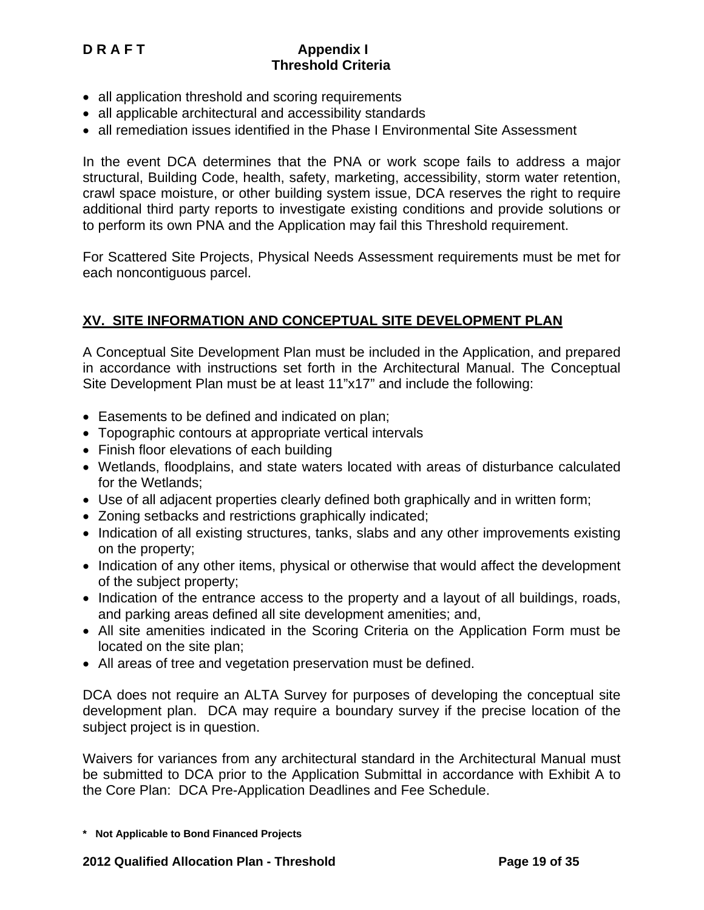- all application threshold and scoring requirements
- all applicable architectural and accessibility standards
- all remediation issues identified in the Phase I Environmental Site Assessment

In the event DCA determines that the PNA or work scope fails to address a major structural, Building Code, health, safety, marketing, accessibility, storm water retention, crawl space moisture, or other building system issue, DCA reserves the right to require additional third party reports to investigate existing conditions and provide solutions or to perform its own PNA and the Application may fail this Threshold requirement.

For Scattered Site Projects, Physical Needs Assessment requirements must be met for each noncontiguous parcel.

## XV. SITE INFORMATION AND CONCEPTUAL SITE DEVELOPMENT PLAN

A Conceptual Site Development Plan must be included in the Application, and prepared in accordance with instructions set forth in the Architectural Manual. The Conceptual Site Development Plan must be at least 11"x17" and include the following:

- Easements to be defined and indicated on plan;
- Topographic contours at appropriate vertical intervals
- Finish floor elevations of each building
- Wetlands, floodplains, and state waters located with areas of disturbance calculated for the Wetlands;
- Use of all adjacent properties clearly defined both graphically and in written form;
- Zoning setbacks and restrictions graphically indicated;
- Indication of all existing structures, tanks, slabs and any other improvements existing on the property;
- Indication of any other items, physical or otherwise that would affect the development of the subject property;
- Indication of the entrance access to the property and a layout of all buildings, roads, and parking areas defined all site development amenities; and,
- All site amenities indicated in the Scoring Criteria on the Application Form must be located on the site plan;
- All areas of tree and vegetation preservation must be defined.

DCA does not require an ALTA Survey for purposes of developing the conceptual site development plan. DCA may require a boundary survey if the precise location of the subject project is in question.

Waivers for variances from any architectural standard in the Architectural Manual must be submitted to DCA prior to the Application Submittal in accordance with Exhibit A to the Core Plan: DCA Pre-Application Deadlines and Fee Schedule.

**\* Not Applicable to Bond Financed Projects**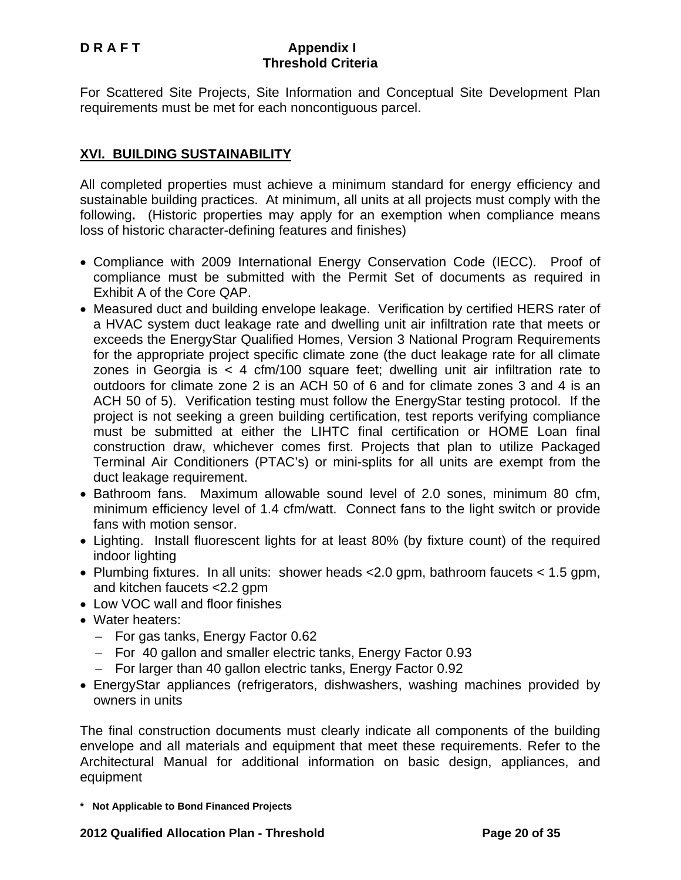For Scattered Site Projects, Site Information and Conceptual Site Development Plan requirements must be met for each noncontiguous parcel.

## XVI. BUILDING SUSTAINABILITY

All completed properties must achieve a minimum standard for energy efficiency and sustainable building practices. At minimum, all units at all projects must comply with the following**.** (Historic properties may apply for an exemption when compliance means loss of historic character-defining features and finishes)

- Compliance with 2009 International Energy Conservation Code (IECC). Proof of compliance must be submitted with the Permit Set of documents as required in Exhibit A of the Core QAP.
- Measured duct and building envelope leakage. Verification by certified HERS rater of a HVAC system duct leakage rate and dwelling unit air infiltration rate that meets or exceeds the EnergyStar Qualified Homes, Version 3 National Program Requirements for the appropriate project specific climate zone (the duct leakage rate for all climate zones in Georgia is < 4 cfm/100 square feet; dwelling unit air infiltration rate to outdoors for climate zone 2 is an ACH 50 of 6 and for climate zones 3 and 4 is an ACH 50 of 5). Verification testing must follow the EnergyStar testing protocol. If the project is not seeking a green building certification, test reports verifying compliance must be submitted at either the LIHTC final certification or HOME Loan final construction draw, whichever comes first. Projects that plan to utilize Packaged Terminal Air Conditioners (PTAC's) or mini-splits for all units are exempt from the duct leakage requirement.
- Bathroom fans. Maximum allowable sound level of 2.0 sones, minimum 80 cfm, minimum efficiency level of 1.4 cfm/watt. Connect fans to the light switch or provide fans with motion sensor.
- Lighting. Install fluorescent lights for at least 80% (by fixture count) of the required indoor lighting
- Plumbing fixtures. In all units: shower heads <2.0 gpm, bathroom faucets < 1.5 gpm, and kitchen faucets <2.2 gpm
- Low VOC wall and floor finishes
- Water heaters:
  - For gas tanks, Energy Factor 0.62
  - For 40 gallon and smaller electric tanks, Energy Factor 0.93
  - For larger than 40 gallon electric tanks, Energy Factor 0.92
- EnergyStar appliances (refrigerators, dishwashers, washing machines provided by owners in units

The final construction documents must clearly indicate all components of the building envelope and all materials and equipment that meet these requirements. Refer to the Architectural Manual for additional information on basic design, appliances, and equipment

**\* Not Applicable to Bond Financed Projects**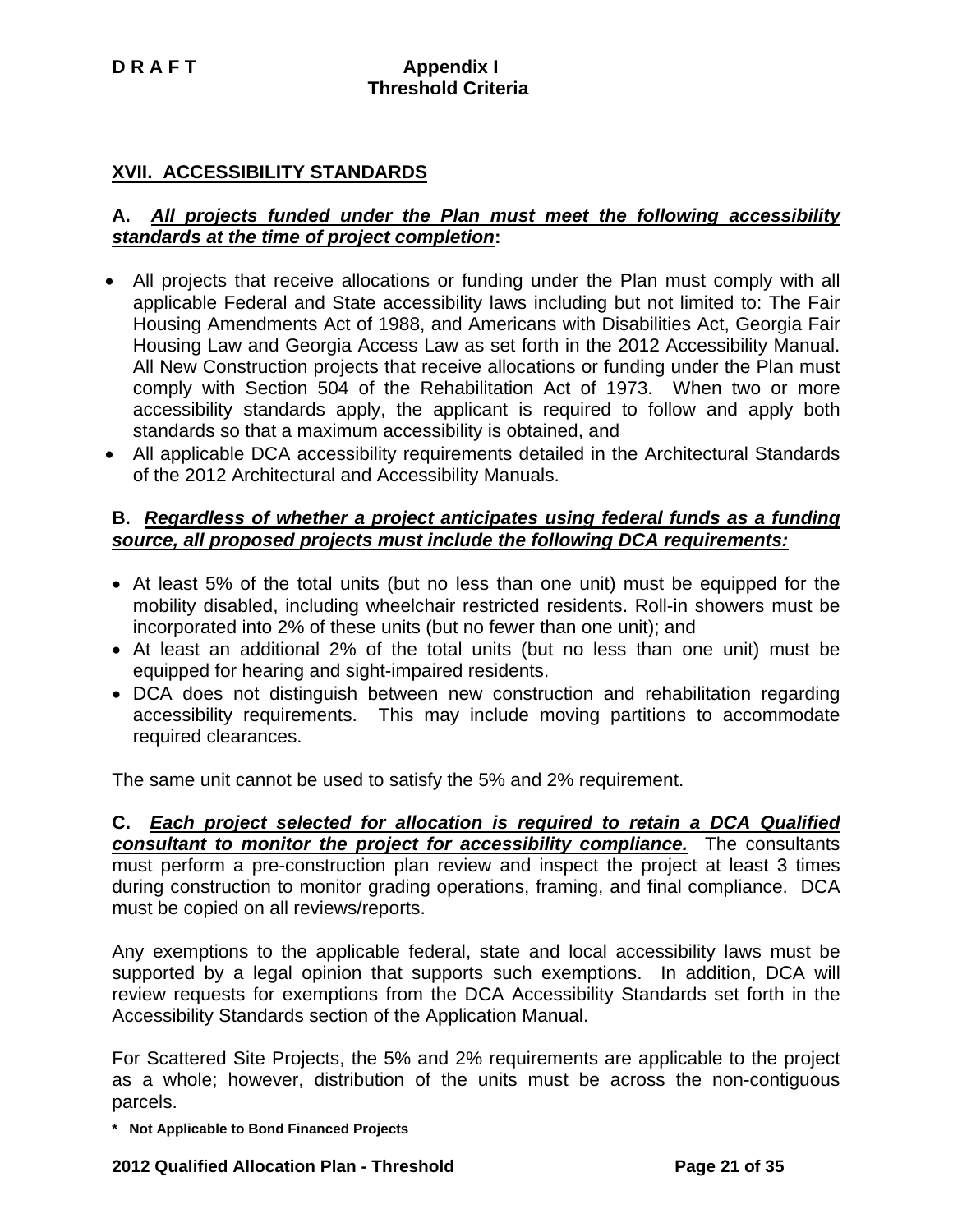## XVII. ACCESSIBILITY STANDARDS

**A.** ***All projects funded under the Plan must meet the following accessibility standards at the time of project completion*:**

- All projects that receive allocations or funding under the Plan must comply with all applicable Federal and State accessibility laws including but not limited to: The Fair Housing Amendments Act of 1988, and Americans with Disabilities Act, Georgia Fair Housing Law and Georgia Access Law as set forth in the 2012 Accessibility Manual. All New Construction projects that receive allocations or funding under the Plan must comply with Section 504 of the Rehabilitation Act of 1973. When two or more accessibility standards apply, the applicant is required to follow and apply both standards so that a maximum accessibility is obtained, and
- All applicable DCA accessibility requirements detailed in the Architectural Standards of the 2012 Architectural and Accessibility Manuals.

**B.** ***Regardless of whether a project anticipates using federal funds as a funding source, all proposed projects must include the following DCA requirements:***

- At least 5% of the total units (but no less than one unit) must be equipped for the mobility disabled, including wheelchair restricted residents. Roll-in showers must be incorporated into 2% of these units (but no fewer than one unit); and
- At least an additional 2% of the total units (but no less than one unit) must be equipped for hearing and sight-impaired residents.
- DCA does not distinguish between new construction and rehabilitation regarding accessibility requirements. This may include moving partitions to accommodate required clearances.

The same unit cannot be used to satisfy the 5% and 2% requirement.

**C.** ***Each project selected for allocation is required to retain a DCA Qualified consultant to monitor the project for accessibility compliance.*** The consultants must perform a pre-construction plan review and inspect the project at least 3 times during construction to monitor grading operations, framing, and final compliance. DCA must be copied on all reviews/reports.

Any exemptions to the applicable federal, state and local accessibility laws must be supported by a legal opinion that supports such exemptions. In addition, DCA will review requests for exemptions from the DCA Accessibility Standards set forth in the Accessibility Standards section of the Application Manual.

For Scattered Site Projects, the 5% and 2% requirements are applicable to the project as a whole; however, distribution of the units must be across the non-contiguous parcels.

**\* Not Applicable to Bond Financed Projects**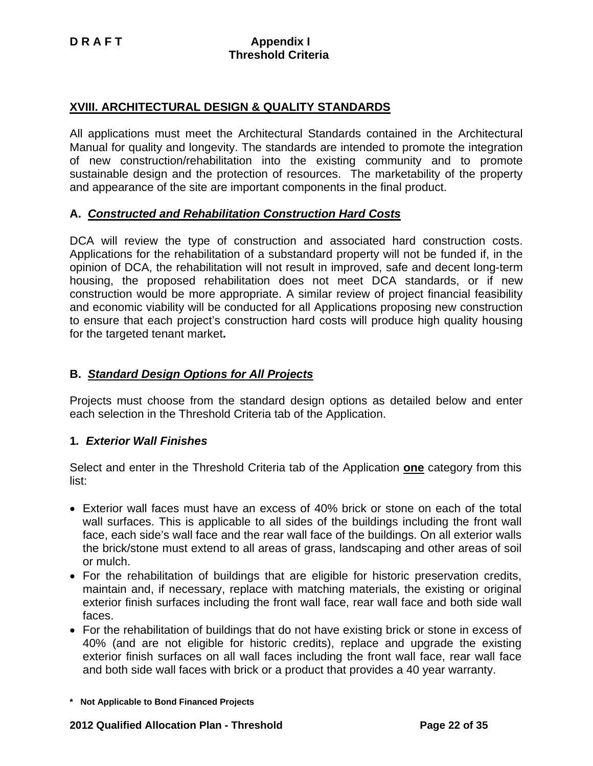## XVIII. ARCHITECTURAL DESIGN & QUALITY STANDARDS

All applications must meet the Architectural Standards contained in the Architectural Manual for quality and longevity. The standards are intended to promote the integration of new construction/rehabilitation into the existing community and to promote sustainable design and the protection of resources. The marketability of the property and appearance of the site are important components in the final product.

### A. *Constructed and Rehabilitation Construction Hard Costs*

DCA will review the type of construction and associated hard construction costs. Applications for the rehabilitation of a substandard property will not be funded if, in the opinion of DCA, the rehabilitation will not result in improved, safe and decent long-term housing, the proposed rehabilitation does not meet DCA standards, or if new construction would be more appropriate. A similar review of project financial feasibility and economic viability will be conducted for all Applications proposing new construction to ensure that each project's construction hard costs will produce high quality housing for the targeted tenant market**.**

### B. *Standard Design Options for All Projects*

Projects must choose from the standard design options as detailed below and enter each selection in the Threshold Criteria tab of the Application.

#### 1. *Exterior Wall Finishes*

Select and enter in the Threshold Criteria tab of the Application **one** category from this list:

- Exterior wall faces must have an excess of 40% brick or stone on each of the total wall surfaces. This is applicable to all sides of the buildings including the front wall face, each side's wall face and the rear wall face of the buildings. On all exterior walls the brick/stone must extend to all areas of grass, landscaping and other areas of soil or mulch.
- For the rehabilitation of buildings that are eligible for historic preservation credits, maintain and, if necessary, replace with matching materials, the existing or original exterior finish surfaces including the front wall face, rear wall face and both side wall faces.
- For the rehabilitation of buildings that do not have existing brick or stone in excess of 40% (and are not eligible for historic credits), replace and upgrade the existing exterior finish surfaces on all wall faces including the front wall face, rear wall face and both side wall faces with brick or a product that provides a 40 year warranty.

**\* Not Applicable to Bond Financed Projects**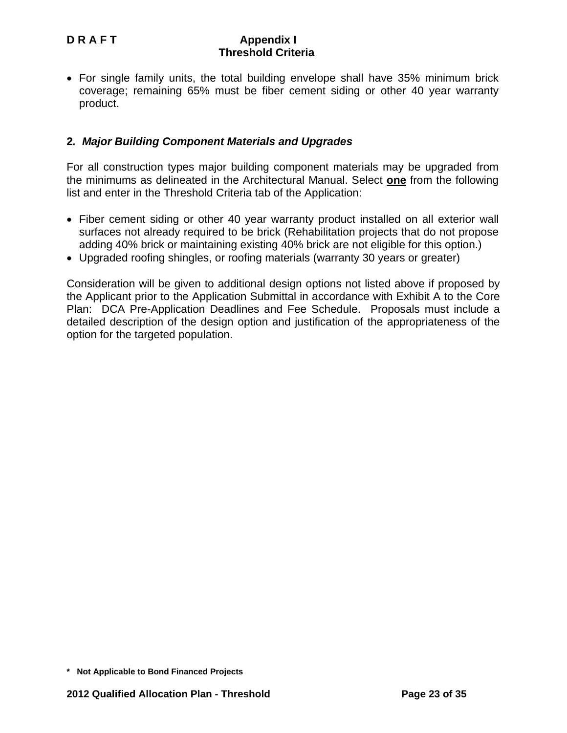- For single family units, the total building envelope shall have 35% minimum brick coverage; remaining 65% must be fiber cement siding or other 40 year warranty product.

**2.** ***Major Building Component Materials and Upgrades***

For all construction types major building component materials may be upgraded from the minimums as delineated in the Architectural Manual. Select **one** from the following list and enter in the Threshold Criteria tab of the Application:

- Fiber cement siding or other 40 year warranty product installed on all exterior wall surfaces not already required to be brick (Rehabilitation projects that do not propose adding 40% brick or maintaining existing 40% brick are not eligible for this option.)
- Upgraded roofing shingles, or roofing materials (warranty 30 years or greater)

Consideration will be given to additional design options not listed above if proposed by the Applicant prior to the Application Submittal in accordance with Exhibit A to the Core Plan: DCA Pre-Application Deadlines and Fee Schedule. Proposals must include a detailed description of the design option and justification of the appropriateness of the option for the targeted population.

**\* Not Applicable to Bond Financed Projects**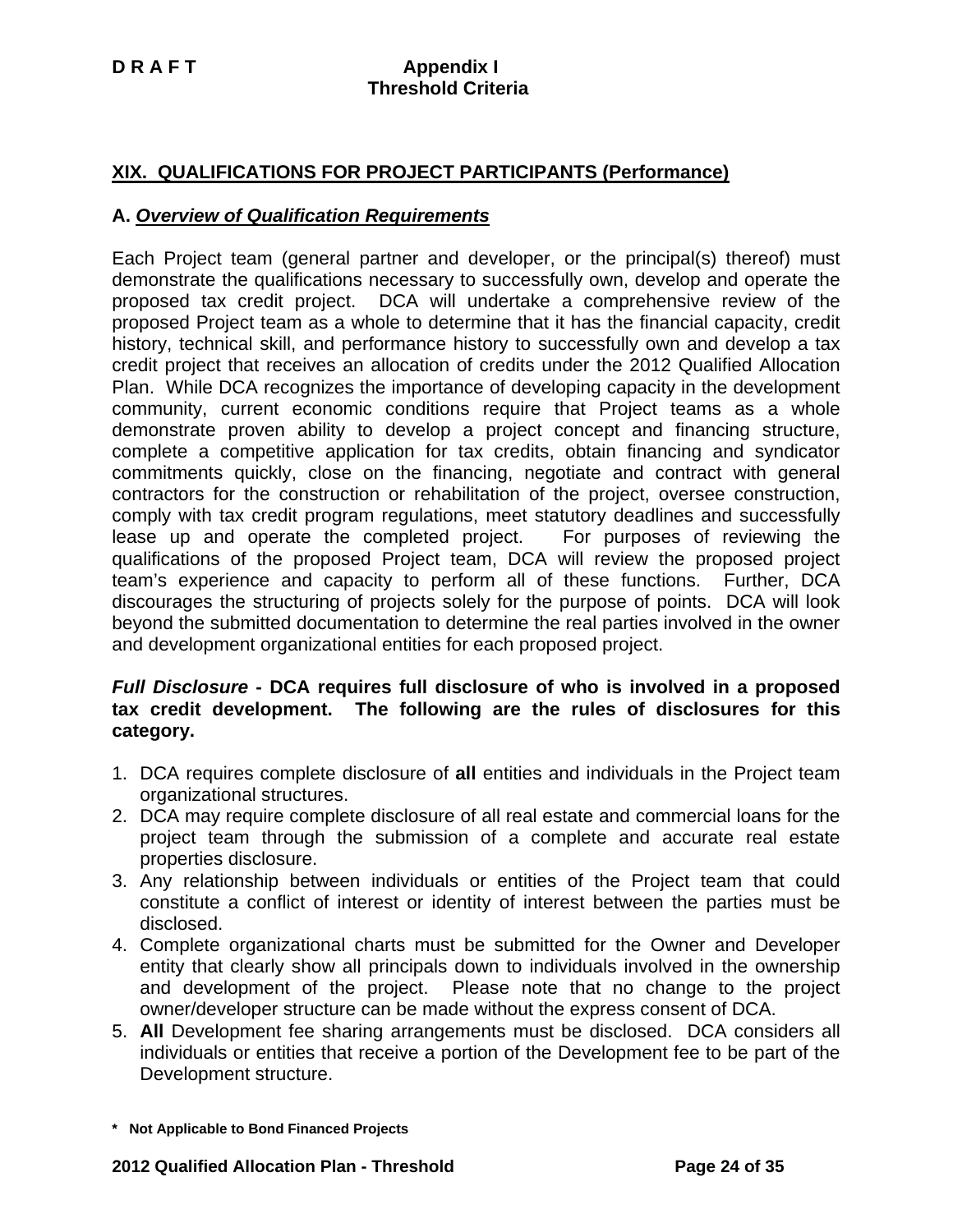## XIX. QUALIFICATIONS FOR PROJECT PARTICIPANTS (Performance)

### A. *Overview of Qualification Requirements*

Each Project team (general partner and developer, or the principal(s) thereof) must demonstrate the qualifications necessary to successfully own, develop and operate the proposed tax credit project. DCA will undertake a comprehensive review of the proposed Project team as a whole to determine that it has the financial capacity, credit history, technical skill, and performance history to successfully own and develop a tax credit project that receives an allocation of credits under the 2012 Qualified Allocation Plan. While DCA recognizes the importance of developing capacity in the development community, current economic conditions require that Project teams as a whole demonstrate proven ability to develop a project concept and financing structure, complete a competitive application for tax credits, obtain financing and syndicator commitments quickly, close on the financing, negotiate and contract with general contractors for the construction or rehabilitation of the project, oversee construction, comply with tax credit program regulations, meet statutory deadlines and successfully lease up and operate the completed project. For purposes of reviewing the qualifications of the proposed Project team, DCA will review the proposed project team's experience and capacity to perform all of these functions. Further, DCA discourages the structuring of projects solely for the purpose of points. DCA will look beyond the submitted documentation to determine the real parties involved in the owner and development organizational entities for each proposed project.

***Full Disclosure*** **- DCA requires full disclosure of who is involved in a proposed tax credit development. The following are the rules of disclosures for this category.**

1. DCA requires complete disclosure of **all** entities and individuals in the Project team organizational structures.
2. DCA may require complete disclosure of all real estate and commercial loans for the project team through the submission of a complete and accurate real estate properties disclosure.
3. Any relationship between individuals or entities of the Project team that could constitute a conflict of interest or identity of interest between the parties must be disclosed.
4. Complete organizational charts must be submitted for the Owner and Developer entity that clearly show all principals down to individuals involved in the ownership and development of the project. Please note that no change to the project owner/developer structure can be made without the express consent of DCA.
5. **All** Development fee sharing arrangements must be disclosed. DCA considers all individuals or entities that receive a portion of the Development fee to be part of the Development structure.

**\* Not Applicable to Bond Financed Projects**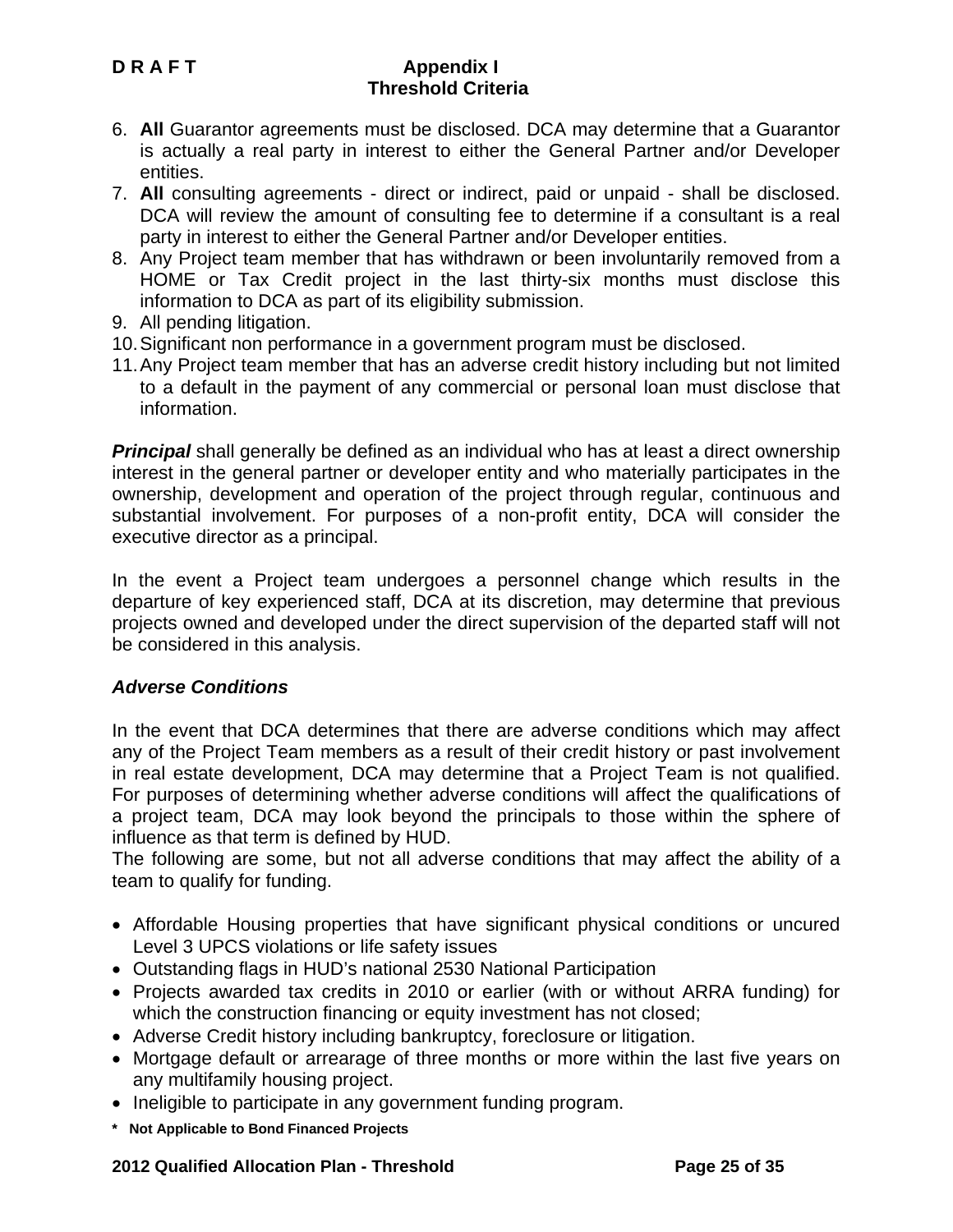6. **All** Guarantor agreements must be disclosed. DCA may determine that a Guarantor is actually a real party in interest to either the General Partner and/or Developer entities.
7. **All** consulting agreements - direct or indirect, paid or unpaid - shall be disclosed. DCA will review the amount of consulting fee to determine if a consultant is a real party in interest to either the General Partner and/or Developer entities.
8. Any Project team member that has withdrawn or been involuntarily removed from a HOME or Tax Credit project in the last thirty-six months must disclose this information to DCA as part of its eligibility submission.
9. All pending litigation.
10. Significant non performance in a government program must be disclosed.
11. Any Project team member that has an adverse credit history including but not limited to a default in the payment of any commercial or personal loan must disclose that information.

***Principal*** shall generally be defined as an individual who has at least a direct ownership interest in the general partner or developer entity and who materially participates in the ownership, development and operation of the project through regular, continuous and substantial involvement. For purposes of a non-profit entity, DCA will consider the executive director as a principal.

In the event a Project team undergoes a personnel change which results in the departure of key experienced staff, DCA at its discretion, may determine that previous projects owned and developed under the direct supervision of the departed staff will not be considered in this analysis.

***Adverse Conditions***

In the event that DCA determines that there are adverse conditions which may affect any of the Project Team members as a result of their credit history or past involvement in real estate development, DCA may determine that a Project Team is not qualified. For purposes of determining whether adverse conditions will affect the qualifications of a project team, DCA may look beyond the principals to those within the sphere of influence as that term is defined by HUD.
The following are some, but not all adverse conditions that may affect the ability of a team to qualify for funding.

- Affordable Housing properties that have significant physical conditions or uncured Level 3 UPCS violations or life safety issues
- Outstanding flags in HUD's national 2530 National Participation
- Projects awarded tax credits in 2010 or earlier (with or without ARRA funding) for which the construction financing or equity investment has not closed;
- Adverse Credit history including bankruptcy, foreclosure or litigation.
- Mortgage default or arrearage of three months or more within the last five years on any multifamily housing project.
- Ineligible to participate in any government funding program.

**\* Not Applicable to Bond Financed Projects**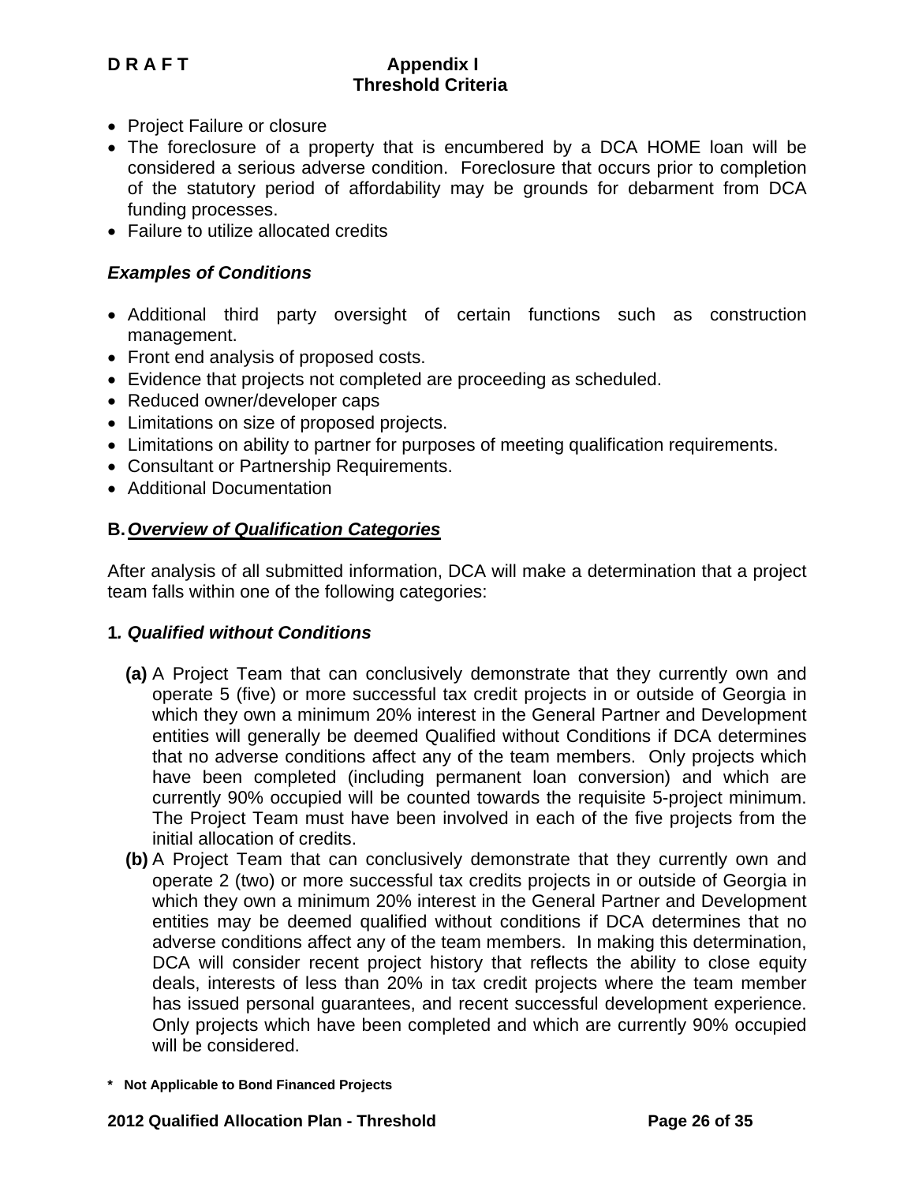- Project Failure or closure
- The foreclosure of a property that is encumbered by a DCA HOME loan will be considered a serious adverse condition. Foreclosure that occurs prior to completion of the statutory period of affordability may be grounds for debarment from DCA funding processes.
- Failure to utilize allocated credits

***Examples of Conditions***

- Additional third party oversight of certain functions such as construction management.
- Front end analysis of proposed costs.
- Evidence that projects not completed are proceeding as scheduled.
- Reduced owner/developer caps
- Limitations on size of proposed projects.
- Limitations on ability to partner for purposes of meeting qualification requirements.
- Consultant or Partnership Requirements.
- Additional Documentation

## B. ***Overview of Qualification Categories***

After analysis of all submitted information, DCA will make a determination that a project team falls within one of the following categories:

### 1. *Qualified without Conditions*

**(a)** A Project Team that can conclusively demonstrate that they currently own and operate 5 (five) or more successful tax credit projects in or outside of Georgia in which they own a minimum 20% interest in the General Partner and Development entities will generally be deemed Qualified without Conditions if DCA determines that no adverse conditions affect any of the team members. Only projects which have been completed (including permanent loan conversion) and which are currently 90% occupied will be counted towards the requisite 5-project minimum. The Project Team must have been involved in each of the five projects from the initial allocation of credits.

**(b)** A Project Team that can conclusively demonstrate that they currently own and operate 2 (two) or more successful tax credits projects in or outside of Georgia in which they own a minimum 20% interest in the General Partner and Development entities may be deemed qualified without conditions if DCA determines that no adverse conditions affect any of the team members. In making this determination, DCA will consider recent project history that reflects the ability to close equity deals, interests of less than 20% in tax credit projects where the team member has issued personal guarantees, and recent successful development experience. Only projects which have been completed and which are currently 90% occupied will be considered.

**\* Not Applicable to Bond Financed Projects**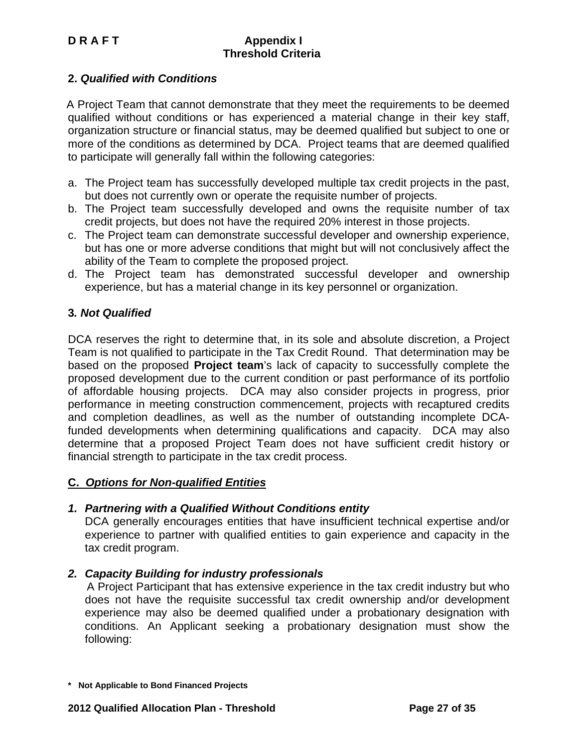**2.** ***Qualified with Conditions***

A Project Team that cannot demonstrate that they meet the requirements to be deemed qualified without conditions or has experienced a material change in their key staff, organization structure or financial status, may be deemed qualified but subject to one or more of the conditions as determined by DCA. Project teams that are deemed qualified to participate will generally fall within the following categories:

a. The Project team has successfully developed multiple tax credit projects in the past, but does not currently own or operate the requisite number of projects.
b. The Project team successfully developed and owns the requisite number of tax credit projects, but does not have the required 20% interest in those projects.
c. The Project team can demonstrate successful developer and ownership experience, but has one or more adverse conditions that might but will not conclusively affect the ability of the Team to complete the proposed project.
d. The Project team has demonstrated successful developer and ownership experience, but has a material change in its key personnel or organization.

**3.** ***Not Qualified***

DCA reserves the right to determine that, in its sole and absolute discretion, a Project Team is not qualified to participate in the Tax Credit Round. That determination may be based on the proposed **Project team**'s lack of capacity to successfully complete the proposed development due to the current condition or past performance of its portfolio of affordable housing projects. DCA may also consider projects in progress, prior performance in meeting construction commencement, projects with recaptured credits and completion deadlines, as well as the number of outstanding incomplete DCA-funded developments when determining qualifications and capacity. DCA may also determine that a proposed Project Team does not have sufficient credit history or financial strength to participate in the tax credit process.

## C. *Options for Non-qualified Entities*

***1. Partnering with a Qualified Without Conditions entity***

DCA generally encourages entities that have insufficient technical expertise and/or experience to partner with qualified entities to gain experience and capacity in the tax credit program.

***2. Capacity Building for industry professionals***

A Project Participant that has extensive experience in the tax credit industry but who does not have the requisite successful tax credit ownership and/or development experience may also be deemed qualified under a probationary designation with conditions. An Applicant seeking a probationary designation must show the following:

**\* Not Applicable to Bond Financed Projects**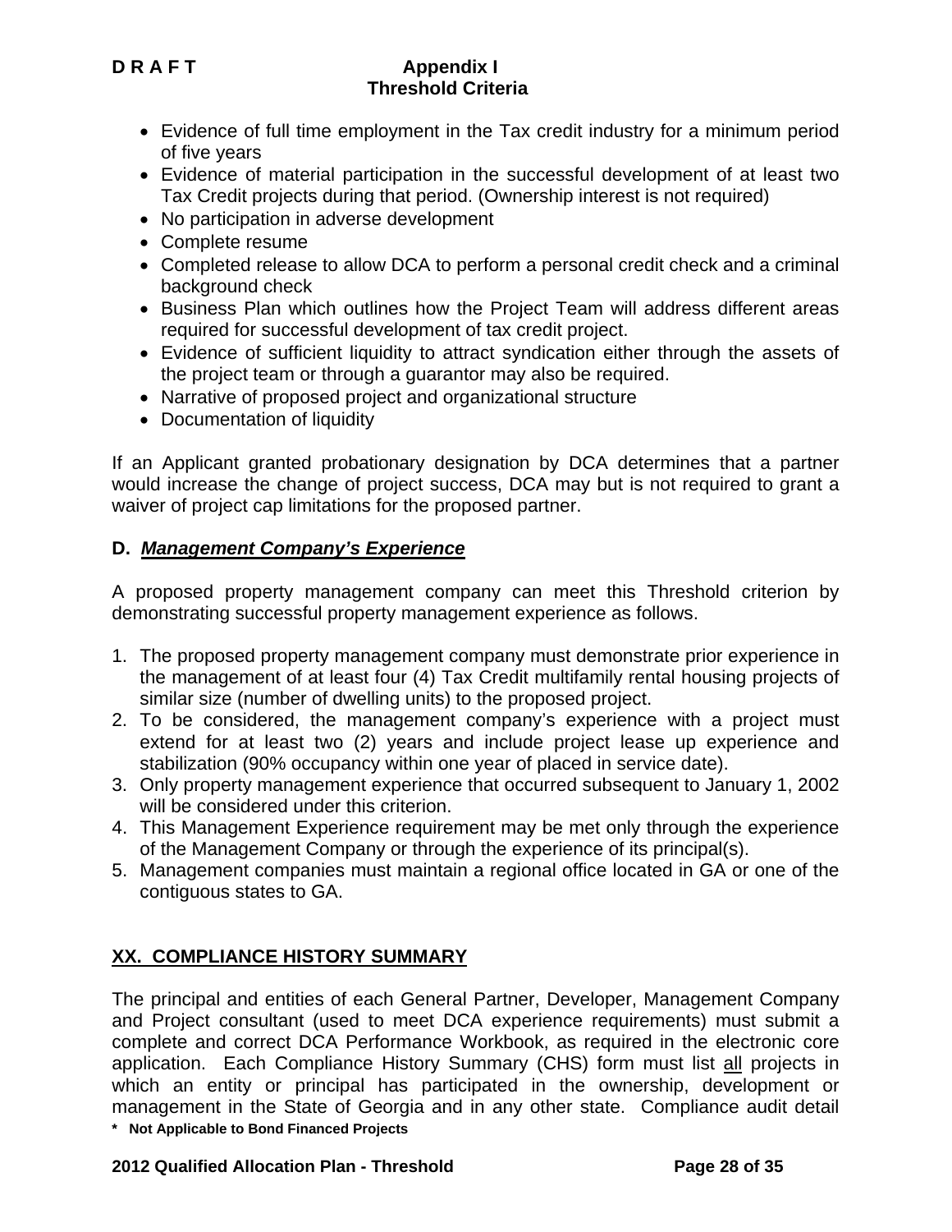- Evidence of full time employment in the Tax credit industry for a minimum period of five years
- Evidence of material participation in the successful development of at least two Tax Credit projects during that period. (Ownership interest is not required)
- No participation in adverse development
- Complete resume
- Completed release to allow DCA to perform a personal credit check and a criminal background check
- Business Plan which outlines how the Project Team will address different areas required for successful development of tax credit project.
- Evidence of sufficient liquidity to attract syndication either through the assets of the project team or through a guarantor may also be required.
- Narrative of proposed project and organizational structure
- Documentation of liquidity

If an Applicant granted probationary designation by DCA determines that a partner would increase the change of project success, DCA may but is not required to grant a waiver of project cap limitations for the proposed partner.

**D. *Management Company's Experience***

A proposed property management company can meet this Threshold criterion by demonstrating successful property management experience as follows.

1. The proposed property management company must demonstrate prior experience in the management of at least four (4) Tax Credit multifamily rental housing projects of similar size (number of dwelling units) to the proposed project.
2. To be considered, the management company's experience with a project must extend for at least two (2) years and include project lease up experience and stabilization (90% occupancy within one year of placed in service date).
3. Only property management experience that occurred subsequent to January 1, 2002 will be considered under this criterion.
4. This Management Experience requirement may be met only through the experience of the Management Company or through the experience of its principal(s).
5. Management companies must maintain a regional office located in GA or one of the contiguous states to GA.

## XX. COMPLIANCE HISTORY SUMMARY

The principal and entities of each General Partner, Developer, Management Company and Project consultant (used to meet DCA experience requirements) must submit a complete and correct DCA Performance Workbook, as required in the electronic core application. Each Compliance History Summary (CHS) form must list all projects in which an entity or principal has participated in the ownership, development or management in the State of Georgia and in any other state. Compliance audit detail

**\* Not Applicable to Bond Financed Projects**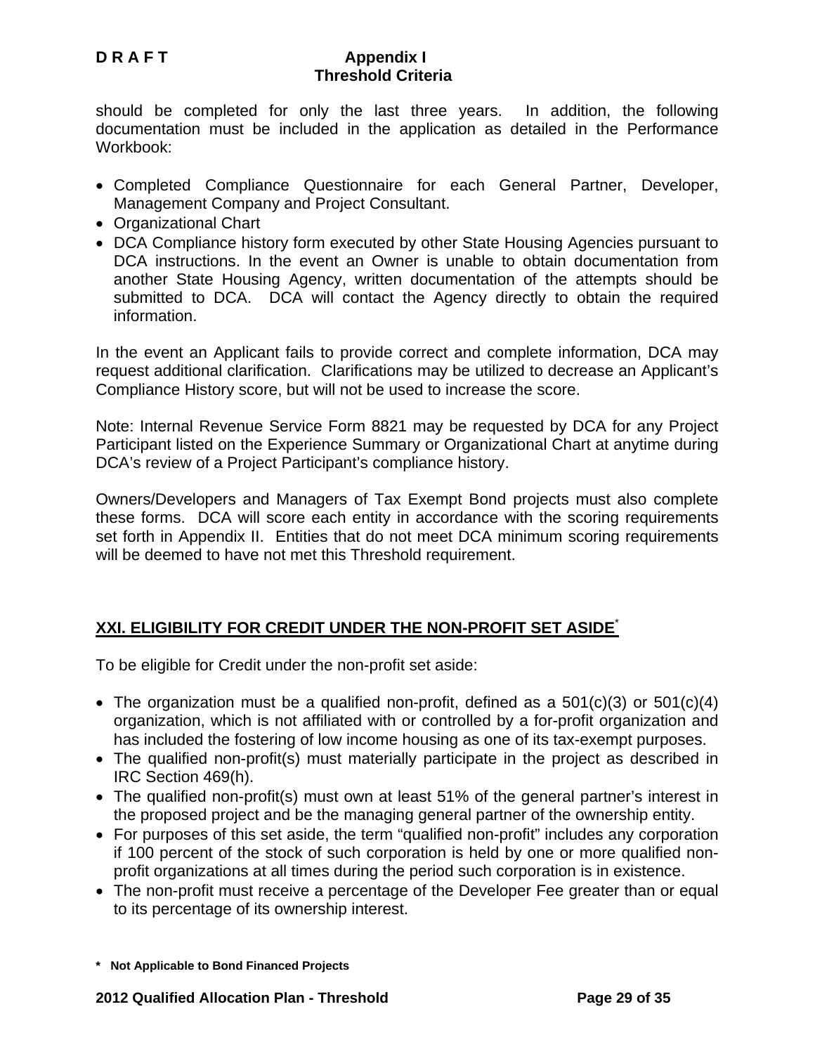should be completed for only the last three years. In addition, the following documentation must be included in the application as detailed in the Performance Workbook:

- Completed Compliance Questionnaire for each General Partner, Developer, Management Company and Project Consultant.
- Organizational Chart
- DCA Compliance history form executed by other State Housing Agencies pursuant to DCA instructions. In the event an Owner is unable to obtain documentation from another State Housing Agency, written documentation of the attempts should be submitted to DCA. DCA will contact the Agency directly to obtain the required information.

In the event an Applicant fails to provide correct and complete information, DCA may request additional clarification. Clarifications may be utilized to decrease an Applicant's Compliance History score, but will not be used to increase the score.

Note: Internal Revenue Service Form 8821 may be requested by DCA for any Project Participant listed on the Experience Summary or Organizational Chart at anytime during DCA's review of a Project Participant's compliance history.

Owners/Developers and Managers of Tax Exempt Bond projects must also complete these forms. DCA will score each entity in accordance with the scoring requirements set forth in Appendix II. Entities that do not meet DCA minimum scoring requirements will be deemed to have not met this Threshold requirement.

## XXI. ELIGIBILITY FOR CREDIT UNDER THE NON-PROFIT SET ASIDE*

To be eligible for Credit under the non-profit set aside:

- The organization must be a qualified non-profit, defined as a 501(c)(3) or 501(c)(4) organization, which is not affiliated with or controlled by a for-profit organization and has included the fostering of low income housing as one of its tax-exempt purposes.
- The qualified non-profit(s) must materially participate in the project as described in IRC Section 469(h).
- The qualified non-profit(s) must own at least 51% of the general partner's interest in the proposed project and be the managing general partner of the ownership entity.
- For purposes of this set aside, the term "qualified non-profit" includes any corporation if 100 percent of the stock of such corporation is held by one or more qualified non-profit organizations at all times during the period such corporation is in existence.
- The non-profit must receive a percentage of the Developer Fee greater than or equal to its percentage of its ownership interest.

**\* Not Applicable to Bond Financed Projects**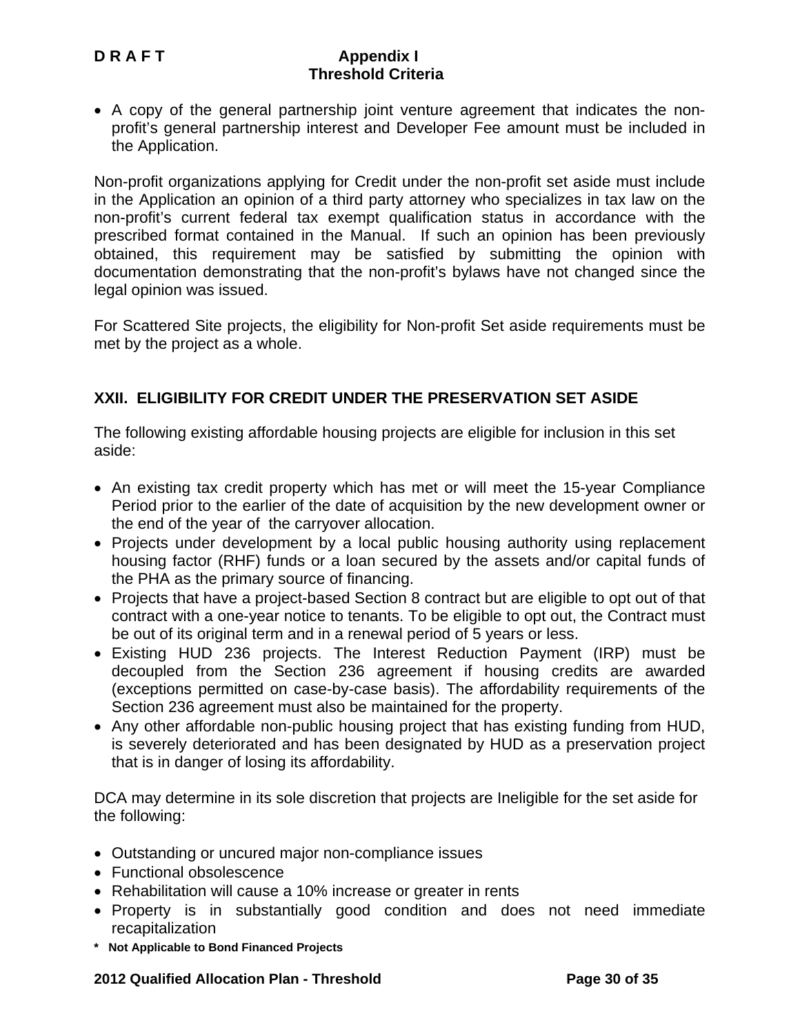- A copy of the general partnership joint venture agreement that indicates the non-profit's general partnership interest and Developer Fee amount must be included in the Application.

Non-profit organizations applying for Credit under the non-profit set aside must include in the Application an opinion of a third party attorney who specializes in tax law on the non-profit's current federal tax exempt qualification status in accordance with the prescribed format contained in the Manual. If such an opinion has been previously obtained, this requirement may be satisfied by submitting the opinion with documentation demonstrating that the non-profit's bylaws have not changed since the legal opinion was issued.

For Scattered Site projects, the eligibility for Non-profit Set aside requirements must be met by the project as a whole.

## XXII. ELIGIBILITY FOR CREDIT UNDER THE PRESERVATION SET ASIDE

The following existing affordable housing projects are eligible for inclusion in this set aside:

- An existing tax credit property which has met or will meet the 15-year Compliance Period prior to the earlier of the date of acquisition by the new development owner or the end of the year of the carryover allocation.
- Projects under development by a local public housing authority using replacement housing factor (RHF) funds or a loan secured by the assets and/or capital funds of the PHA as the primary source of financing.
- Projects that have a project-based Section 8 contract but are eligible to opt out of that contract with a one-year notice to tenants. To be eligible to opt out, the Contract must be out of its original term and in a renewal period of 5 years or less.
- Existing HUD 236 projects. The Interest Reduction Payment (IRP) must be decoupled from the Section 236 agreement if housing credits are awarded (exceptions permitted on case-by-case basis). The affordability requirements of the Section 236 agreement must also be maintained for the property.
- Any other affordable non-public housing project that has existing funding from HUD, is severely deteriorated and has been designated by HUD as a preservation project that is in danger of losing its affordability.

DCA may determine in its sole discretion that projects are Ineligible for the set aside for the following:

- Outstanding or uncured major non-compliance issues
- Functional obsolescence
- Rehabilitation will cause a 10% increase or greater in rents
- Property is in substantially good condition and does not need immediate recapitalization

**\* Not Applicable to Bond Financed Projects**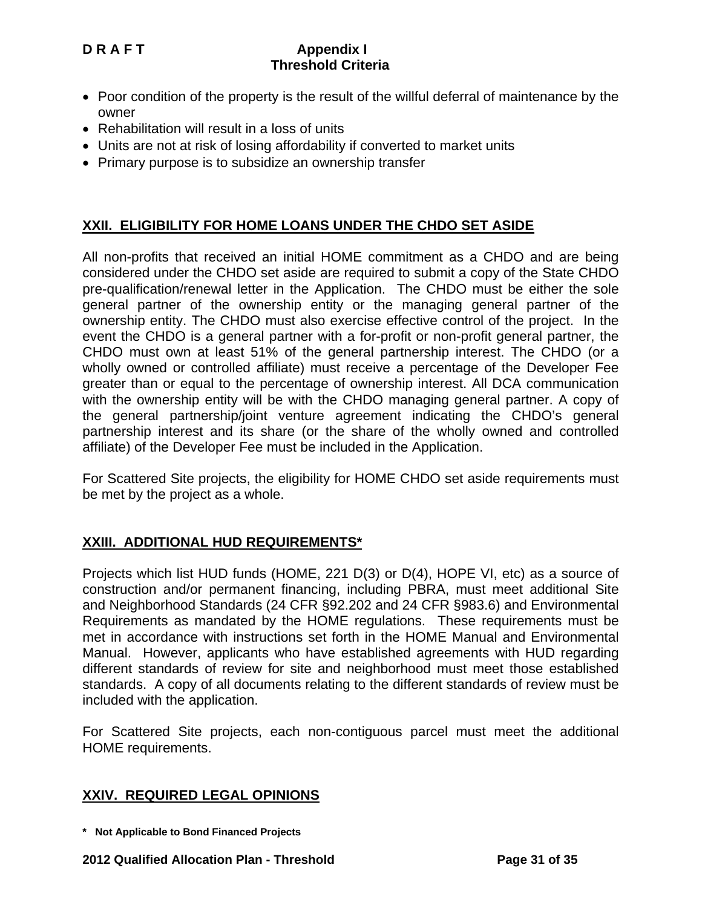- Poor condition of the property is the result of the willful deferral of maintenance by the owner
- Rehabilitation will result in a loss of units
- Units are not at risk of losing affordability if converted to market units
- Primary purpose is to subsidize an ownership transfer

## XXII. ELIGIBILITY FOR HOME LOANS UNDER THE CHDO SET ASIDE

All non-profits that received an initial HOME commitment as a CHDO and are being considered under the CHDO set aside are required to submit a copy of the State CHDO pre-qualification/renewal letter in the Application. The CHDO must be either the sole general partner of the ownership entity or the managing general partner of the ownership entity. The CHDO must also exercise effective control of the project. In the event the CHDO is a general partner with a for-profit or non-profit general partner, the CHDO must own at least 51% of the general partnership interest. The CHDO (or a wholly owned or controlled affiliate) must receive a percentage of the Developer Fee greater than or equal to the percentage of ownership interest. All DCA communication with the ownership entity will be with the CHDO managing general partner. A copy of the general partnership/joint venture agreement indicating the CHDO's general partnership interest and its share (or the share of the wholly owned and controlled affiliate) of the Developer Fee must be included in the Application.

For Scattered Site projects, the eligibility for HOME CHDO set aside requirements must be met by the project as a whole.

## XXIII. ADDITIONAL HUD REQUIREMENTS*

Projects which list HUD funds (HOME, 221 D(3) or D(4), HOPE VI, etc) as a source of construction and/or permanent financing, including PBRA, must meet additional Site and Neighborhood Standards (24 CFR §92.202 and 24 CFR §983.6) and Environmental Requirements as mandated by the HOME regulations. These requirements must be met in accordance with instructions set forth in the HOME Manual and Environmental Manual. However, applicants who have established agreements with HUD regarding different standards of review for site and neighborhood must meet those established standards. A copy of all documents relating to the different standards of review must be included with the application.

For Scattered Site projects, each non-contiguous parcel must meet the additional HOME requirements.

## XXIV. REQUIRED LEGAL OPINIONS

**\* Not Applicable to Bond Financed Projects**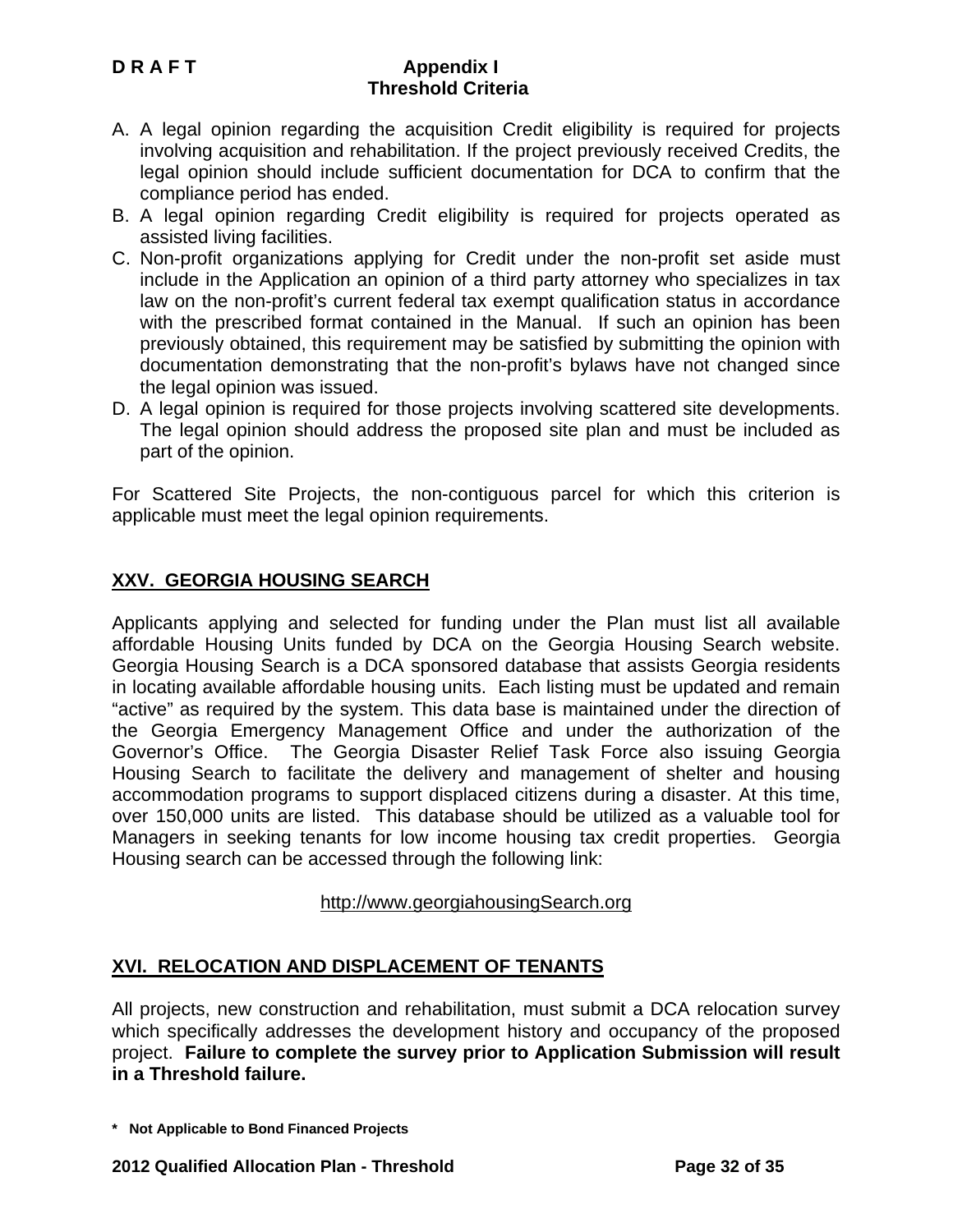A. A legal opinion regarding the acquisition Credit eligibility is required for projects involving acquisition and rehabilitation. If the project previously received Credits, the legal opinion should include sufficient documentation for DCA to confirm that the compliance period has ended.
B. A legal opinion regarding Credit eligibility is required for projects operated as assisted living facilities.
C. Non-profit organizations applying for Credit under the non-profit set aside must include in the Application an opinion of a third party attorney who specializes in tax law on the non-profit's current federal tax exempt qualification status in accordance with the prescribed format contained in the Manual. If such an opinion has been previously obtained, this requirement may be satisfied by submitting the opinion with documentation demonstrating that the non-profit's bylaws have not changed since the legal opinion was issued.
D. A legal opinion is required for those projects involving scattered site developments. The legal opinion should address the proposed site plan and must be included as part of the opinion.

For Scattered Site Projects, the non-contiguous parcel for which this criterion is applicable must meet the legal opinion requirements.

## XXV. GEORGIA HOUSING SEARCH

Applicants applying and selected for funding under the Plan must list all available affordable Housing Units funded by DCA on the Georgia Housing Search website. Georgia Housing Search is a DCA sponsored database that assists Georgia residents in locating available affordable housing units. Each listing must be updated and remain "active" as required by the system. This data base is maintained under the direction of the Georgia Emergency Management Office and under the authorization of the Governor's Office. The Georgia Disaster Relief Task Force also issuing Georgia Housing Search to facilitate the delivery and management of shelter and housing accommodation programs to support displaced citizens during a disaster. At this time, over 150,000 units are listed. This database should be utilized as a valuable tool for Managers in seeking tenants for low income housing tax credit properties. Georgia Housing search can be accessed through the following link:

http://www.georgiahousingSearch.org

## XVI. RELOCATION AND DISPLACEMENT OF TENANTS

All projects, new construction and rehabilitation, must submit a DCA relocation survey which specifically addresses the development history and occupancy of the proposed project. **Failure to complete the survey prior to Application Submission will result in a Threshold failure.**

**\* Not Applicable to Bond Financed Projects**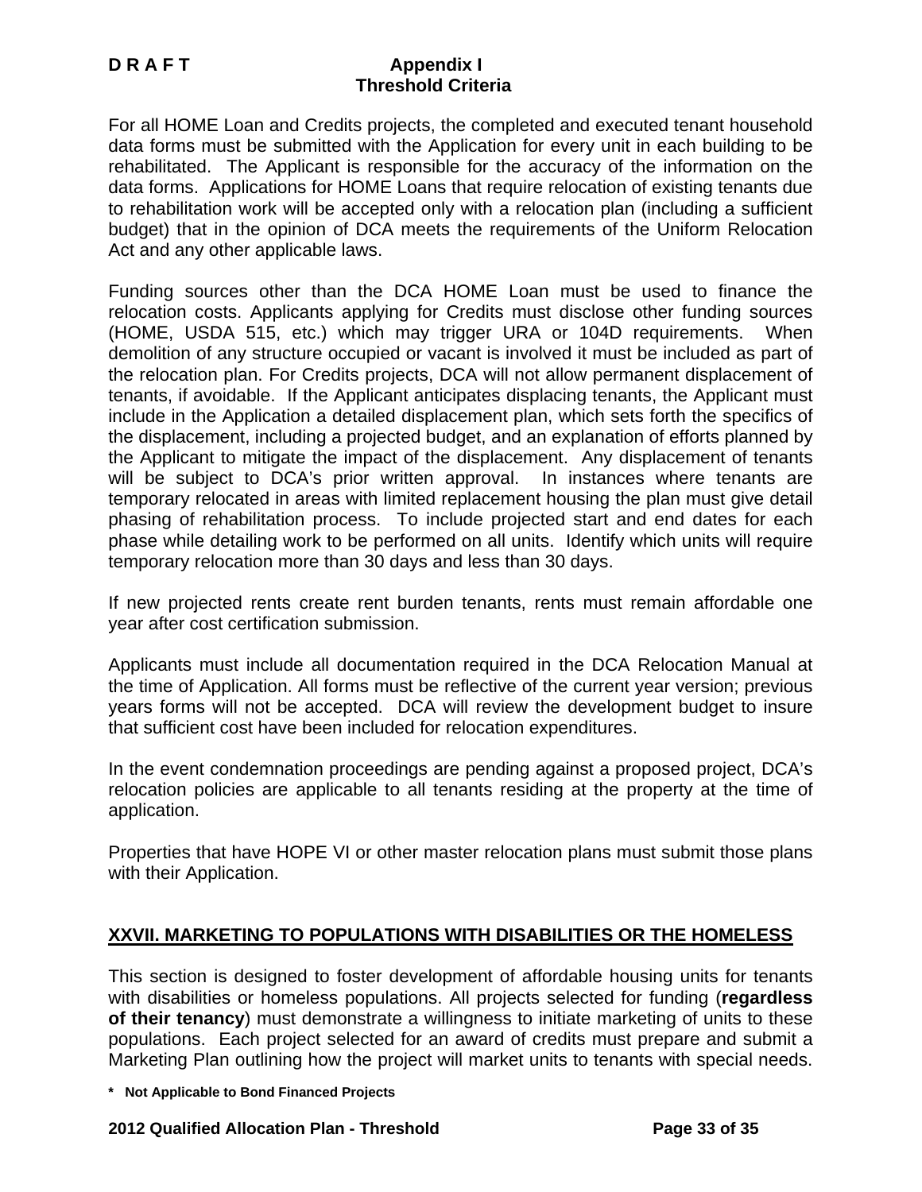For all HOME Loan and Credits projects, the completed and executed tenant household data forms must be submitted with the Application for every unit in each building to be rehabilitated. The Applicant is responsible for the accuracy of the information on the data forms. Applications for HOME Loans that require relocation of existing tenants due to rehabilitation work will be accepted only with a relocation plan (including a sufficient budget) that in the opinion of DCA meets the requirements of the Uniform Relocation Act and any other applicable laws.

Funding sources other than the DCA HOME Loan must be used to finance the relocation costs. Applicants applying for Credits must disclose other funding sources (HOME, USDA 515, etc.) which may trigger URA or 104D requirements. When demolition of any structure occupied or vacant is involved it must be included as part of the relocation plan. For Credits projects, DCA will not allow permanent displacement of tenants, if avoidable. If the Applicant anticipates displacing tenants, the Applicant must include in the Application a detailed displacement plan, which sets forth the specifics of the displacement, including a projected budget, and an explanation of efforts planned by the Applicant to mitigate the impact of the displacement. Any displacement of tenants will be subject to DCA's prior written approval. In instances where tenants are temporary relocated in areas with limited replacement housing the plan must give detail phasing of rehabilitation process. To include projected start and end dates for each phase while detailing work to be performed on all units. Identify which units will require temporary relocation more than 30 days and less than 30 days.

If new projected rents create rent burden tenants, rents must remain affordable one year after cost certification submission.

Applicants must include all documentation required in the DCA Relocation Manual at the time of Application. All forms must be reflective of the current year version; previous years forms will not be accepted. DCA will review the development budget to insure that sufficient cost have been included for relocation expenditures.

In the event condemnation proceedings are pending against a proposed project, DCA's relocation policies are applicable to all tenants residing at the property at the time of application.

Properties that have HOPE VI or other master relocation plans must submit those plans with their Application.

## XXVII. MARKETING TO POPULATIONS WITH DISABILITIES OR THE HOMELESS

This section is designed to foster development of affordable housing units for tenants with disabilities or homeless populations. All projects selected for funding (**regardless of their tenancy**) must demonstrate a willingness to initiate marketing of units to these populations. Each project selected for an award of credits must prepare and submit a Marketing Plan outlining how the project will market units to tenants with special needs.

**\* Not Applicable to Bond Financed Projects**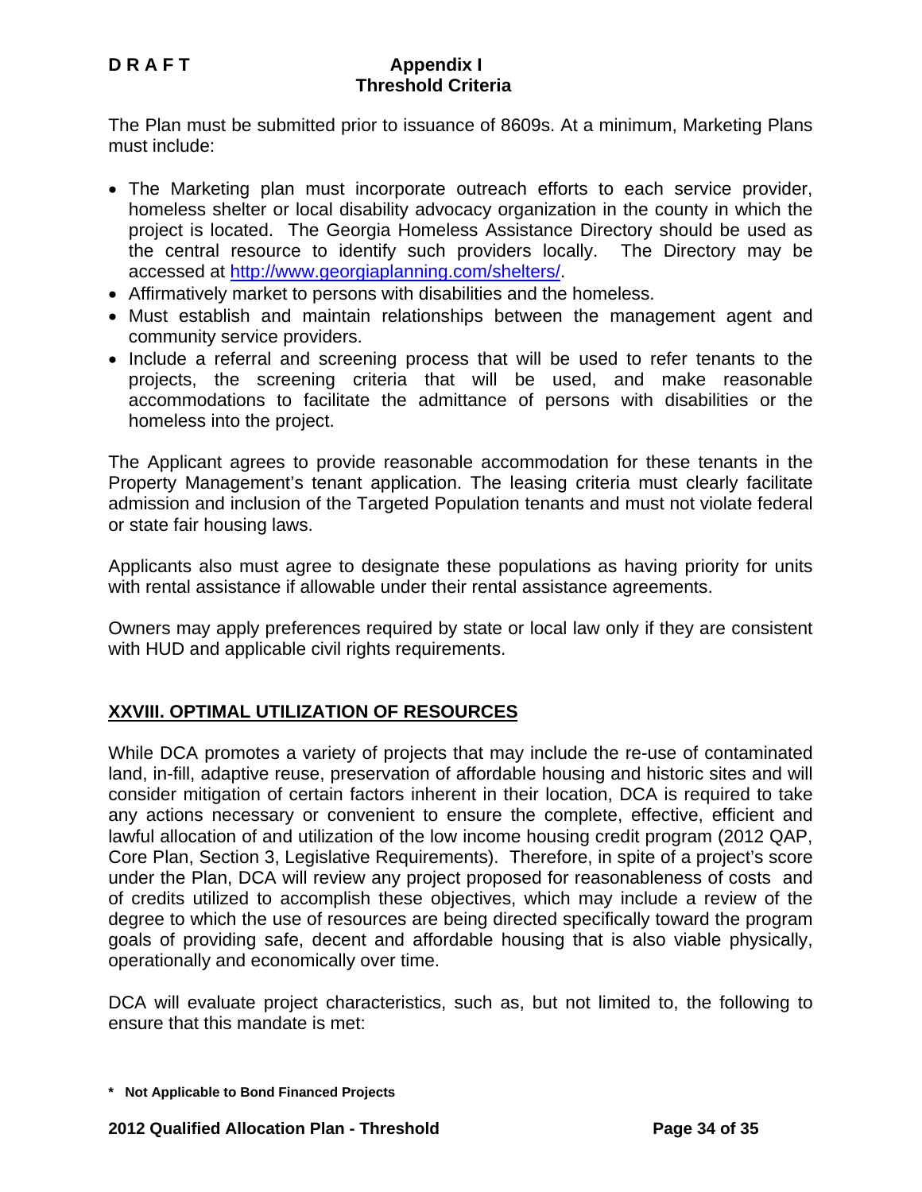The Plan must be submitted prior to issuance of 8609s. At a minimum, Marketing Plans must include:

- The Marketing plan must incorporate outreach efforts to each service provider, homeless shelter or local disability advocacy organization in the county in which the project is located. The Georgia Homeless Assistance Directory should be used as the central resource to identify such providers locally. The Directory may be accessed at http://www.georgiaplanning.com/shelters/.
- Affirmatively market to persons with disabilities and the homeless.
- Must establish and maintain relationships between the management agent and community service providers.
- Include a referral and screening process that will be used to refer tenants to the projects, the screening criteria that will be used, and make reasonable accommodations to facilitate the admittance of persons with disabilities or the homeless into the project.

The Applicant agrees to provide reasonable accommodation for these tenants in the Property Management's tenant application. The leasing criteria must clearly facilitate admission and inclusion of the Targeted Population tenants and must not violate federal or state fair housing laws.

Applicants also must agree to designate these populations as having priority for units with rental assistance if allowable under their rental assistance agreements.

Owners may apply preferences required by state or local law only if they are consistent with HUD and applicable civil rights requirements.

## XXVIII. OPTIMAL UTILIZATION OF RESOURCES

While DCA promotes a variety of projects that may include the re-use of contaminated land, in-fill, adaptive reuse, preservation of affordable housing and historic sites and will consider mitigation of certain factors inherent in their location, DCA is required to take any actions necessary or convenient to ensure the complete, effective, efficient and lawful allocation of and utilization of the low income housing credit program (2012 QAP, Core Plan, Section 3, Legislative Requirements). Therefore, in spite of a project's score under the Plan, DCA will review any project proposed for reasonableness of costs and of credits utilized to accomplish these objectives, which may include a review of the degree to which the use of resources are being directed specifically toward the program goals of providing safe, decent and affordable housing that is also viable physically, operationally and economically over time.

DCA will evaluate project characteristics, such as, but not limited to, the following to ensure that this mandate is met:

**\* Not Applicable to Bond Financed Projects**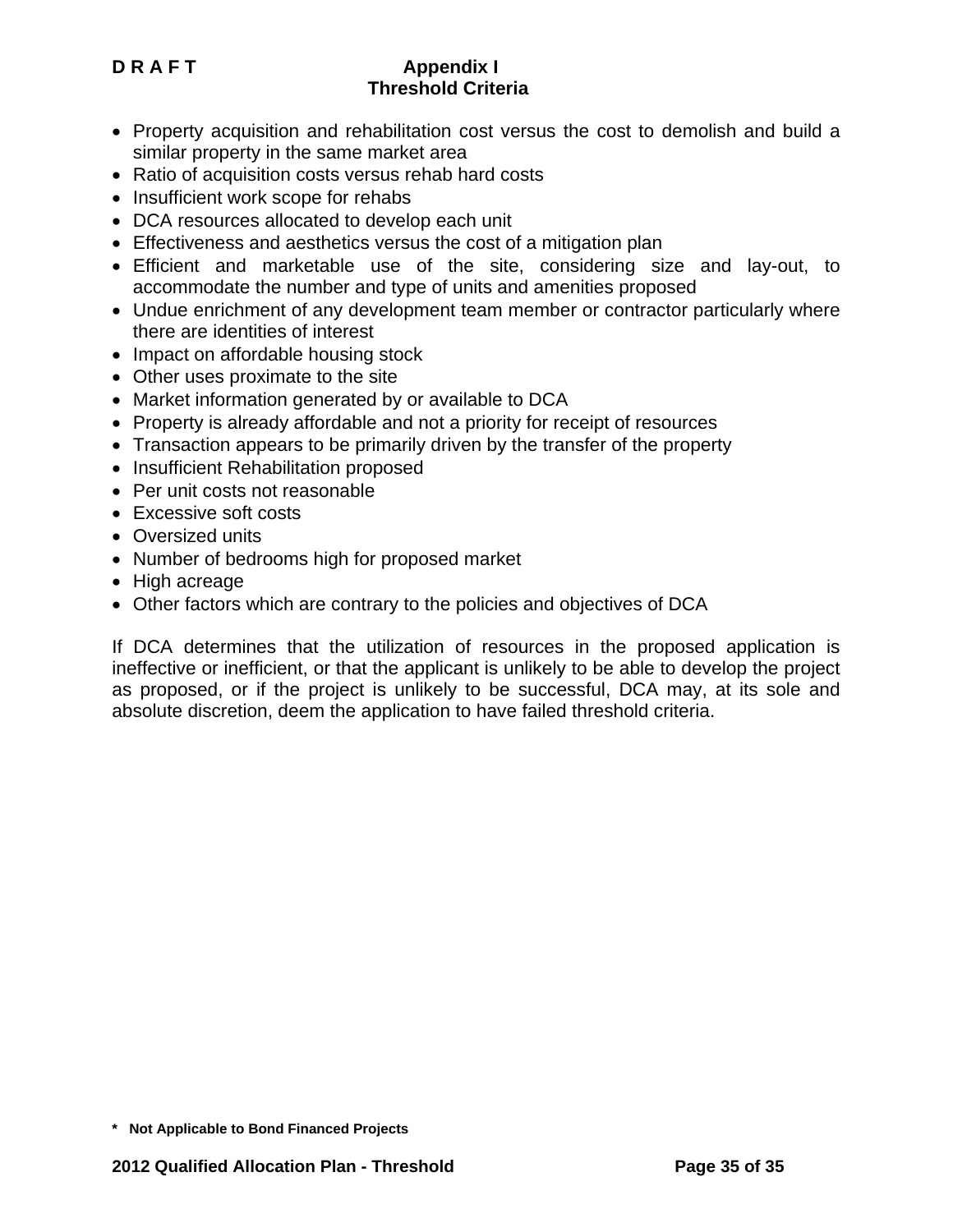- Property acquisition and rehabilitation cost versus the cost to demolish and build a similar property in the same market area
- Ratio of acquisition costs versus rehab hard costs
- Insufficient work scope for rehabs
- DCA resources allocated to develop each unit
- Effectiveness and aesthetics versus the cost of a mitigation plan
- Efficient and marketable use of the site, considering size and lay-out, to accommodate the number and type of units and amenities proposed
- Undue enrichment of any development team member or contractor particularly where there are identities of interest
- Impact on affordable housing stock
- Other uses proximate to the site
- Market information generated by or available to DCA
- Property is already affordable and not a priority for receipt of resources
- Transaction appears to be primarily driven by the transfer of the property
- Insufficient Rehabilitation proposed
- Per unit costs not reasonable
- Excessive soft costs
- Oversized units
- Number of bedrooms high for proposed market
- High acreage
- Other factors which are contrary to the policies and objectives of DCA

If DCA determines that the utilization of resources in the proposed application is ineffective or inefficient, or that the applicant is unlikely to be able to develop the project as proposed, or if the project is unlikely to be successful, DCA may, at its sole and absolute discretion, deem the application to have failed threshold criteria.

**\* Not Applicable to Bond Financed Projects**